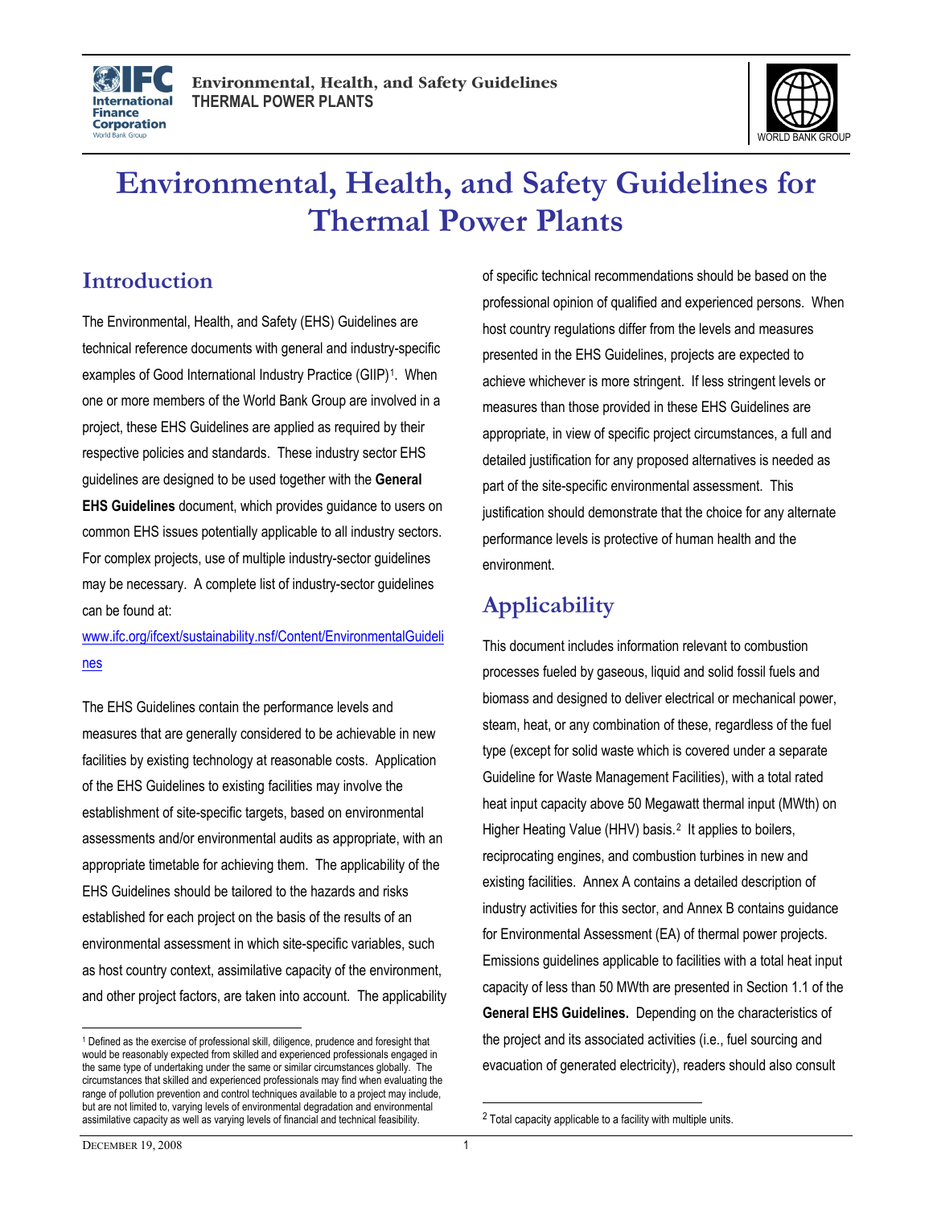# Environmental, Health, and Safety Guidelines for Thermal Power Plants

## Introduction

The Environmental, Health, and Safety (EHS) Guidelines are technical reference documents with general and industry-specific examples of Good International Industry Practice (GIIP)[1]. When one or more members of the World Bank Group are involved in a project, these EHS Guidelines are applied as required by their respective policies and standards. These industry sector EHS guidelines are designed to be used together with the **General EHS Guidelines** document, which provides guidance to users on common EHS issues potentially applicable to all industry sectors. For complex projects, use of multiple industry-sector guidelines may be necessary. A complete list of industry-sector guidelines can be found at: www.ifc.org/ifcext/sustainability.nsf/Content/EnvironmentalGuidelines

The EHS Guidelines contain the performance levels and measures that are generally considered to be achievable in new facilities by existing technology at reasonable costs. Application of the EHS Guidelines to existing facilities may involve the establishment of site-specific targets, based on environmental assessments and/or environmental audits as appropriate, with an appropriate timetable for achieving them. The applicability of the EHS Guidelines should be tailored to the hazards and risks established for each project on the basis of the results of an environmental assessment in which site-specific variables, such as host country context, assimilative capacity of the environment, and other project factors, are taken into account. The applicability of specific technical recommendations should be based on the professional opinion of qualified and experienced persons. When host country regulations differ from the levels and measures presented in the EHS Guidelines, projects are expected to achieve whichever is more stringent. If less stringent levels or measures than those provided in these EHS Guidelines are appropriate, in view of specific project circumstances, a full and detailed justification for any proposed alternatives is needed as part of the site-specific environmental assessment. This justification should demonstrate that the choice for any alternate performance levels is protective of human health and the environment.

## Applicability

This document includes information relevant to combustion processes fueled by gaseous, liquid and solid fossil fuels and biomass and designed to deliver electrical or mechanical power, steam, heat, or any combination of these, regardless of the fuel type (except for solid waste which is covered under a separate Guideline for Waste Management Facilities), with a total rated heat input capacity above 50 Megawatt thermal input (MWth) on Higher Heating Value (HHV) basis.[2] It applies to boilers, reciprocating engines, and combustion turbines in new and existing facilities. Annex A contains a detailed description of industry activities for this sector, and Annex B contains guidance for Environmental Assessment (EA) of thermal power projects. Emissions guidelines applicable to facilities with a total heat input capacity of less than 50 MWth are presented in Section 1.1 of the **General EHS Guidelines.** Depending on the characteristics of the project and its associated activities (i.e., fuel sourcing and evacuation of generated electricity), readers should also consult

---

[1] Defined as the exercise of professional skill, diligence, prudence and foresight that would be reasonably expected from skilled and experienced professionals engaged in the same type of undertaking under the same or similar circumstances globally. The circumstances that skilled and experienced professionals may find when evaluating the range of pollution prevention and control techniques available to a project may include, but are not limited to, varying levels of environmental degradation and environmental assimilative capacity as well as varying levels of financial and technical feasibility.

[2] Total capacity applicable to a facility with multiple units.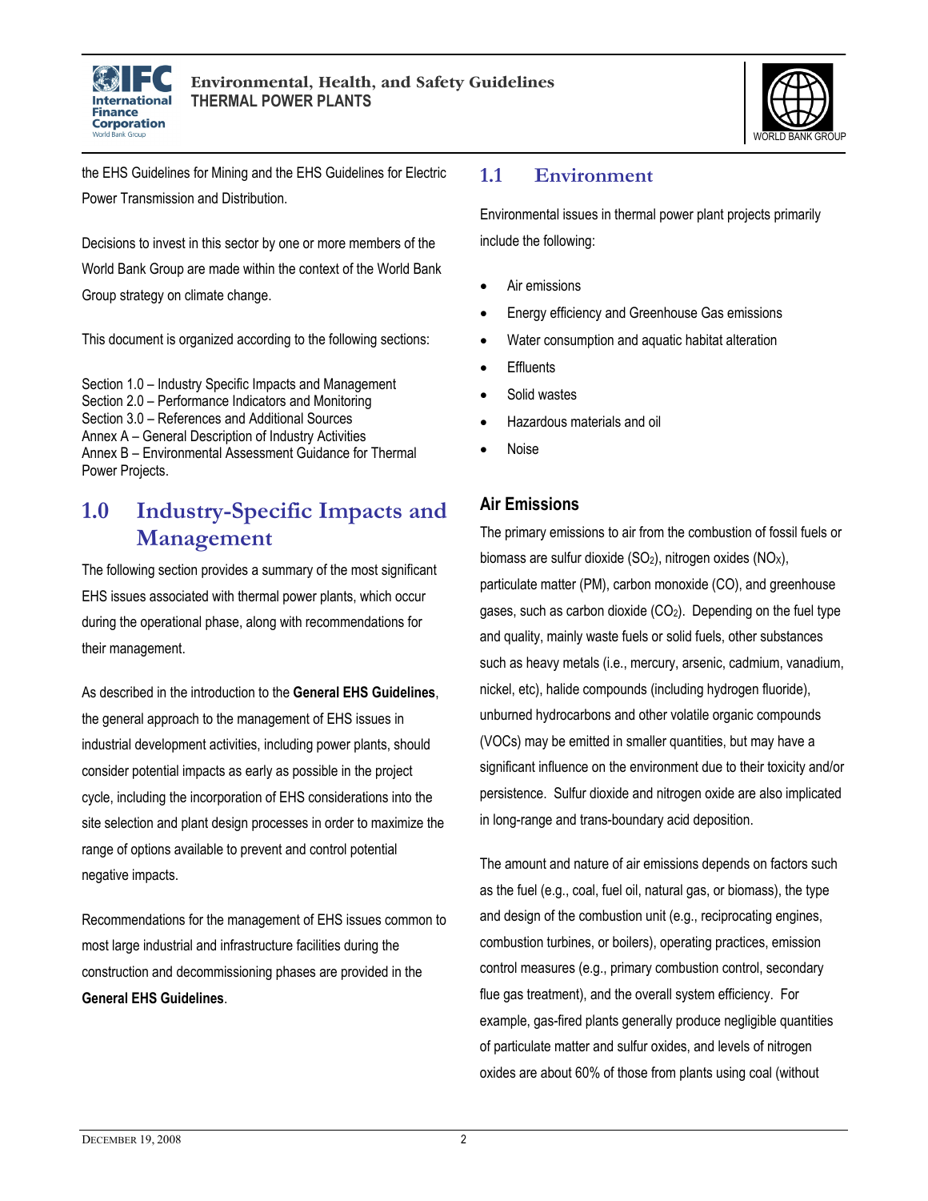the EHS Guidelines for Mining and the EHS Guidelines for Electric Power Transmission and Distribution.

Decisions to invest in this sector by one or more members of the World Bank Group are made within the context of the World Bank Group strategy on climate change.

This document is organized according to the following sections:

Section 1.0 – Industry Specific Impacts and Management
Section 2.0 – Performance Indicators and Monitoring
Section 3.0 – References and Additional Sources
Annex A – General Description of Industry Activities
Annex B – Environmental Assessment Guidance for Thermal Power Projects.

# 1.0 Industry-Specific Impacts and Management

The following section provides a summary of the most significant EHS issues associated with thermal power plants, which occur during the operational phase, along with recommendations for their management.

As described in the introduction to the **General EHS Guidelines**, the general approach to the management of EHS issues in industrial development activities, including power plants, should consider potential impacts as early as possible in the project cycle, including the incorporation of EHS considerations into the site selection and plant design processes in order to maximize the range of options available to prevent and control potential negative impacts.

Recommendations for the management of EHS issues common to most large industrial and infrastructure facilities during the construction and decommissioning phases are provided in the **General EHS Guidelines**.

## 1.1 Environment

Environmental issues in thermal power plant projects primarily include the following:

- Air emissions
- Energy efficiency and Greenhouse Gas emissions
- Water consumption and aquatic habitat alteration
- Effluents
- Solid wastes
- Hazardous materials and oil
- Noise

### Air Emissions

The primary emissions to air from the combustion of fossil fuels or biomass are sulfur dioxide ($SO_2$), nitrogen oxides ($NO_X$), particulate matter (PM), carbon monoxide (CO), and greenhouse gases, such as carbon dioxide ($CO_2$). Depending on the fuel type and quality, mainly waste fuels or solid fuels, other substances such as heavy metals (i.e., mercury, arsenic, cadmium, vanadium, nickel, etc), halide compounds (including hydrogen fluoride), unburned hydrocarbons and other volatile organic compounds (VOCs) may be emitted in smaller quantities, but may have a significant influence on the environment due to their toxicity and/or persistence. Sulfur dioxide and nitrogen oxide are also implicated in long-range and trans-boundary acid deposition.

The amount and nature of air emissions depends on factors such as the fuel (e.g., coal, fuel oil, natural gas, or biomass), the type and design of the combustion unit (e.g., reciprocating engines, combustion turbines, or boilers), operating practices, emission control measures (e.g., primary combustion control, secondary flue gas treatment), and the overall system efficiency. For example, gas-fired plants generally produce negligible quantities of particulate matter and sulfur oxides, and levels of nitrogen oxides are about 60% of those from plants using coal (without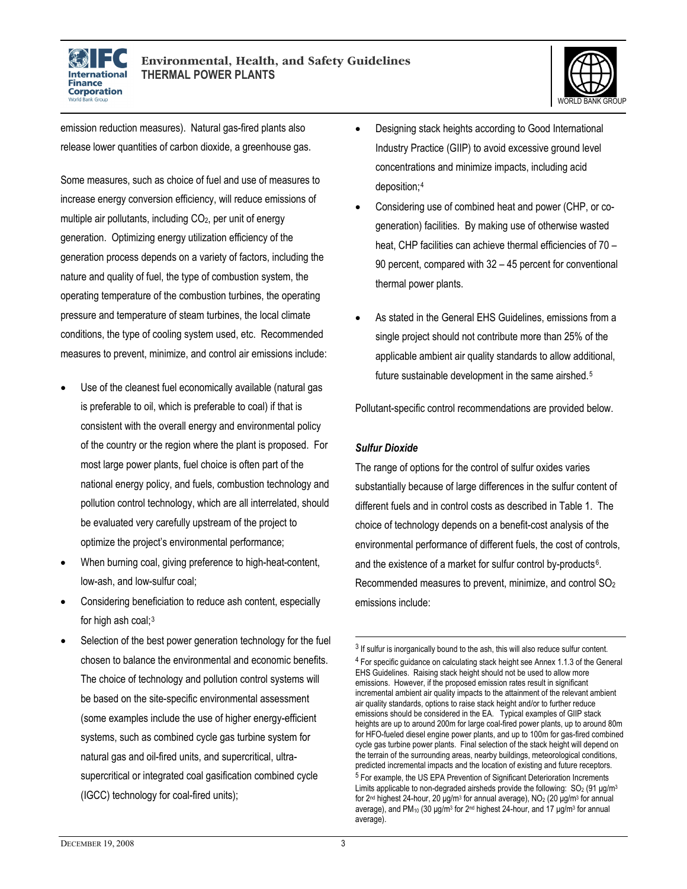emission reduction measures). Natural gas-fired plants also release lower quantities of carbon dioxide, a greenhouse gas.

Some measures, such as choice of fuel and use of measures to increase energy conversion efficiency, will reduce emissions of multiple air pollutants, including $CO_2$, per unit of energy generation. Optimizing energy utilization efficiency of the generation process depends on a variety of factors, including the nature and quality of fuel, the type of combustion system, the operating temperature of the combustion turbines, the operating pressure and temperature of steam turbines, the local climate conditions, the type of cooling system used, etc. Recommended measures to prevent, minimize, and control air emissions include:

- Use of the cleanest fuel economically available (natural gas is preferable to oil, which is preferable to coal) if that is consistent with the overall energy and environmental policy of the country or the region where the plant is proposed. For most large power plants, fuel choice is often part of the national energy policy, and fuels, combustion technology and pollution control technology, which are all interrelated, should be evaluated very carefully upstream of the project to optimize the project's environmental performance;
- When burning coal, giving preference to high-heat-content, low-ash, and low-sulfur coal;
- Considering beneficiation to reduce ash content, especially for high ash coal;[3]
- Selection of the best power generation technology for the fuel chosen to balance the environmental and economic benefits. The choice of technology and pollution control systems will be based on the site-specific environmental assessment (some examples include the use of higher energy-efficient systems, such as combined cycle gas turbine system for natural gas and oil-fired units, and supercritical, ultra-supercritical or integrated coal gasification combined cycle (IGCC) technology for coal-fired units);
- Designing stack heights according to Good International Industry Practice (GIIP) to avoid excessive ground level concentrations and minimize impacts, including acid deposition;[4]
- Considering use of combined heat and power (CHP, or co-generation) facilities. By making use of otherwise wasted heat, CHP facilities can achieve thermal efficiencies of 70 – 90 percent, compared with 32 – 45 percent for conventional thermal power plants.
- As stated in the General EHS Guidelines, emissions from a single project should not contribute more than 25% of the applicable ambient air quality standards to allow additional, future sustainable development in the same airshed.[5]

Pollutant-specific control recommendations are provided below.

### *Sulfur Dioxide*

The range of options for the control of sulfur oxides varies substantially because of large differences in the sulfur content of different fuels and in control costs as described in Table 1. The choice of technology depends on a benefit-cost analysis of the environmental performance of different fuels, the cost of controls, and the existence of a market for sulfur control by-products[6]. Recommended measures to prevent, minimize, and control $SO_2$ emissions include:

---

[3] If sulfur is inorganically bound to the ash, this will also reduce sulfur content.

[4] For specific guidance on calculating stack height see Annex 1.1.3 of the General EHS Guidelines. Raising stack height should not be used to allow more emissions. However, if the proposed emission rates result in significant incremental ambient air quality impacts to the attainment of the relevant ambient air quality standards, options to raise stack height and/or to further reduce emissions should be considered in the EA. Typical examples of GIIP stack heights are up to around 200m for large coal-fired power plants, up to around 80m for HFO-fueled diesel engine power plants, and up to 100m for gas-fired combined cycle gas turbine power plants. Final selection of the stack height will depend on the terrain of the surrounding areas, nearby buildings, meteorological conditions, predicted incremental impacts and the location of existing and future receptors.

[5] For example, the US EPA Prevention of Significant Deterioration Increments Limits applicable to non-degraded airsheds provide the following: $SO_2$ (91 μg/m$^3$ for 2$^{nd}$ highest 24-hour, 20 μg/m$^3$ for annual average), $NO_2$ (20 μg/m$^3$ for annual average), and $PM_{10}$ (30 μg/m$^3$ for 2$^{nd}$ highest 24-hour, and 17 μg/m$^3$ for annual average).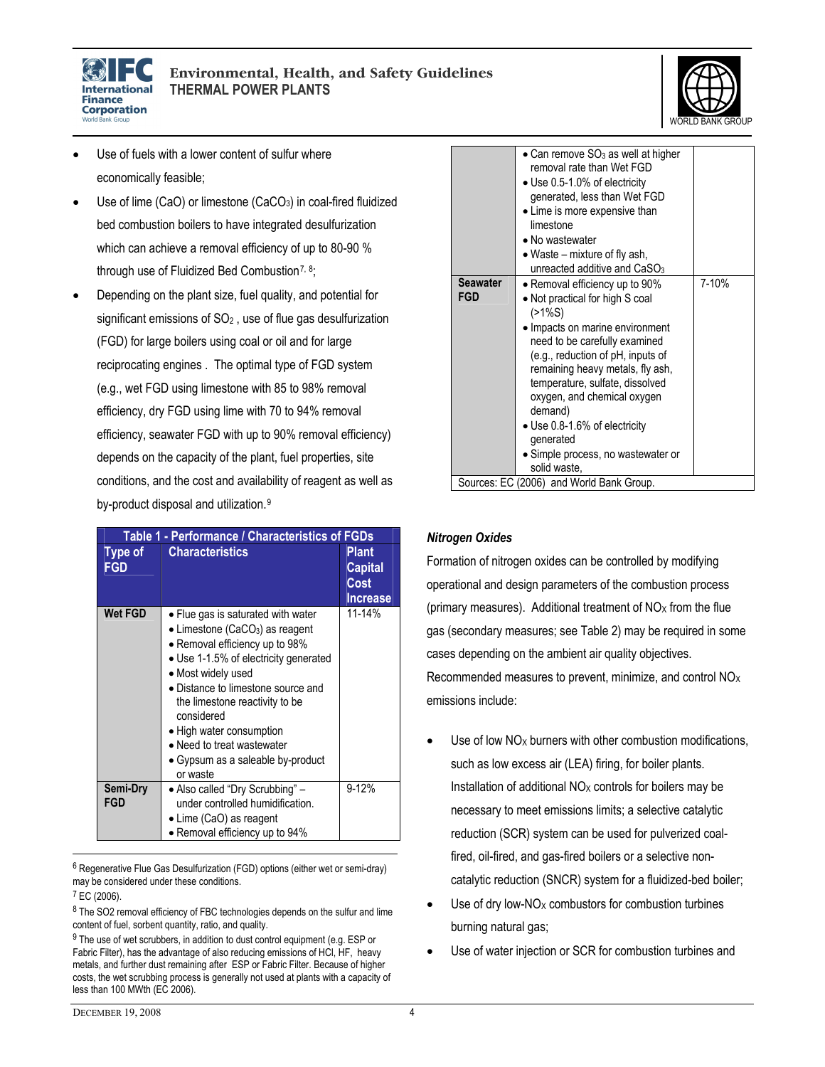- Use of fuels with a lower content of sulfur where economically feasible;
- Use of lime (CaO) or limestone ($CaCO_3$) in coal-fired fluidized bed combustion boilers to have integrated desulfurization which can achieve a removal efficiency of up to 80-90 % through use of Fluidized Bed Combustion[7, 8];
- Depending on the plant size, fuel quality, and potential for significant emissions of $SO_2$ , use of flue gas desulfurization (FGD) for large boilers using coal or oil and for large reciprocating engines . The optimal type of FGD system (e.g., wet FGD using limestone with 85 to 98% removal efficiency, dry FGD using lime with 70 to 94% removal efficiency, seawater FGD with up to 90% removal efficiency) depends on the capacity of the plant, fuel properties, site conditions, and the cost and availability of reagent as well as by-product disposal and utilization.[9]

**Table 1 - Performance / Characteristics of FGDs**

| Type of FGD | Characteristics | Plant Capital Cost Increase |
|---|---|---|
| **Wet FGD** | • Flue gas is saturated with water<br>• Limestone ($CaCO_3$) as reagent<br>• Removal efficiency up to 98%<br>• Use 1-1.5% of electricity generated<br>• Most widely used<br>• Distance to limestone source and the limestone reactivity to be considered<br>• High water consumption<br>• Need to treat wastewater<br>• Gypsum as a saleable by-product or waste | 11-14% |
| **Semi-Dry FGD** | • Also called "Dry Scrubbing" – under controlled humidification.<br>• Lime (CaO) as reagent<br>• Removal efficiency up to 94%<br>• Can remove $SO_3$ as well at higher removal rate than Wet FGD<br>• Use 0.5-1.0% of electricity generated, less than Wet FGD<br>• Lime is more expensive than limestone<br>• No wastewater<br>• Waste – mixture of fly ash, unreacted additive and $CaSO_3$ | 9-12% |
| **Seawater FGD** | • Removal efficiency up to 90%<br>• Not practical for high S coal (>1%S)<br>• Impacts on marine environment need to be carefully examined (e.g., reduction of pH, inputs of remaining heavy metals, fly ash, temperature, sulfate, dissolved oxygen, and chemical oxygen demand)<br>• Use 0.8-1.6% of electricity generated<br>• Simple process, no wastewater or solid waste, | 7-10% |

Sources: EC (2006) and World Bank Group.

[6] Regenerative Flue Gas Desulfurization (FGD) options (either wet or semi-dray) may be considered under these conditions.

[7] EC (2006).

[8] The SO2 removal efficiency of FBC technologies depends on the sulfur and lime content of fuel, sorbent quantity, ratio, and quality.

[9] The use of wet scrubbers, in addition to dust control equipment (e.g. ESP or Fabric Filter), has the advantage of also reducing emissions of HCl, HF, heavy metals, and further dust remaining after ESP or Fabric Filter. Because of higher costs, the wet scrubbing process is generally not used at plants with a capacity of less than 100 MWth (EC 2006).

### *Nitrogen Oxides*

Formation of nitrogen oxides can be controlled by modifying operational and design parameters of the combustion process (primary measures). Additional treatment of $NO_X$ from the flue gas (secondary measures; see Table 2) may be required in some cases depending on the ambient air quality objectives. Recommended measures to prevent, minimize, and control $NO_X$ emissions include:

- Use of low $NO_X$ burners with other combustion modifications, such as low excess air (LEA) firing, for boiler plants. Installation of additional $NO_X$ controls for boilers may be necessary to meet emissions limits; a selective catalytic reduction (SCR) system can be used for pulverized coal-fired, oil-fired, and gas-fired boilers or a selective non-catalytic reduction (SNCR) system for a fluidized-bed boiler;
- Use of dry low-$NO_X$ combustors for combustion turbines burning natural gas;
- Use of water injection or SCR for combustion turbines and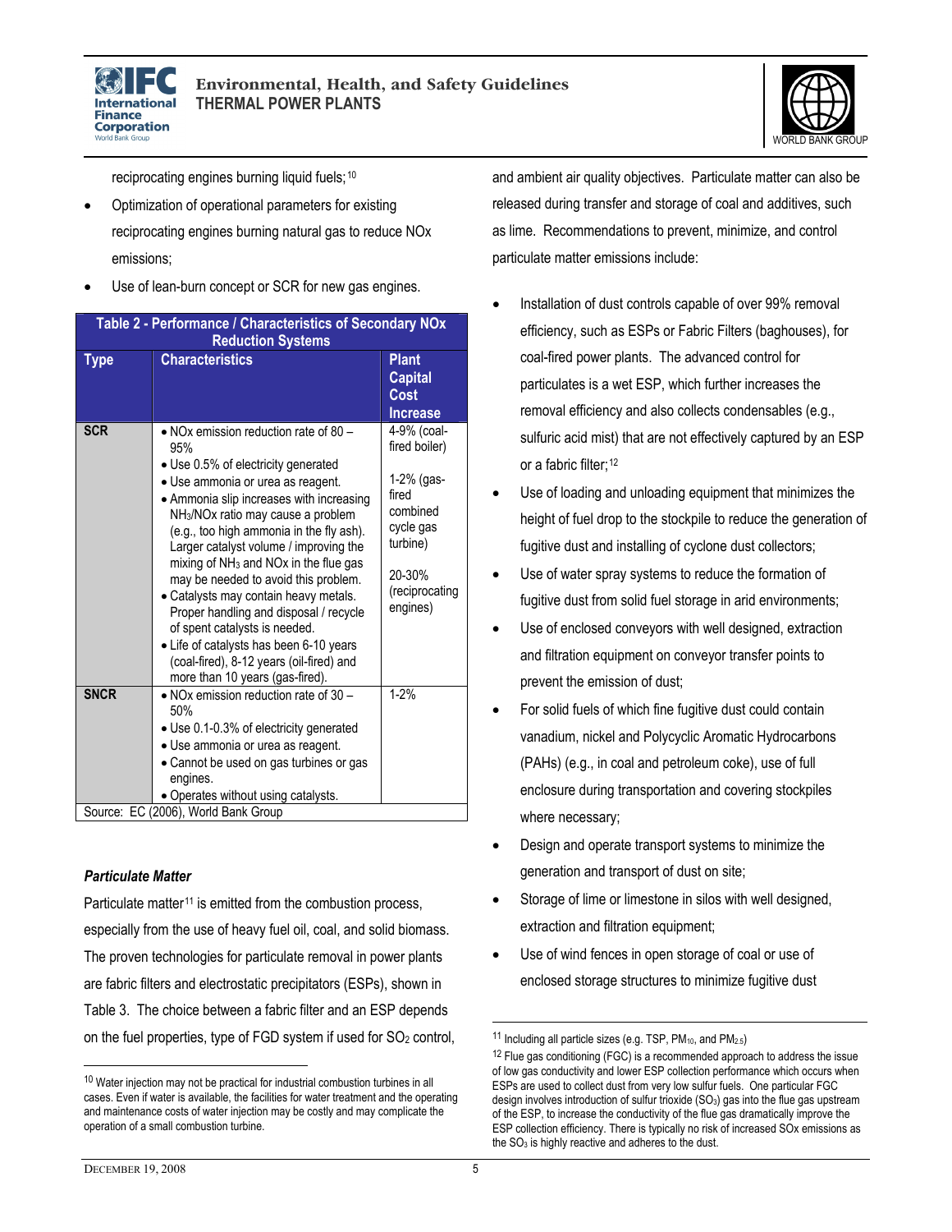reciprocating engines burning liquid fuels;[10]

- Optimization of operational parameters for existing reciprocating engines burning natural gas to reduce NOx emissions;
- Use of lean-burn concept or SCR for new gas engines.

| Table 2 - Performance / Characteristics of Secondary NOx Reduction Systems | | |
|---|---|---|
| **Type** | **Characteristics** | **Plant Capital Cost Increase** |
| **SCR** | • NOx emission reduction rate of 80 – 95%<br>• Use 0.5% of electricity generated<br>• Use ammonia or urea as reagent.<br>• Ammonia slip increases with increasing $NH_3$/NOx ratio may cause a problem (e.g., too high ammonia in the fly ash). Larger catalyst volume / improving the mixing of $NH_3$ and NOx in the flue gas may be needed to avoid this problem.<br>• Catalysts may contain heavy metals. Proper handling and disposal / recycle of spent catalysts is needed.<br>• Life of catalysts has been 6-10 years (coal-fired), 8-12 years (oil-fired) and more than 10 years (gas-fired). | 4-9% (coal-fired boiler)<br><br>1-2% (gas-fired combined cycle gas turbine)<br><br>20-30% (reciprocating engines) |
| **SNCR** | • NOx emission reduction rate of 30 – 50%<br>• Use 0.1-0.3% of electricity generated<br>• Use ammonia or urea as reagent.<br>• Cannot be used on gas turbines or gas engines.<br>• Operates without using catalysts. | 1-2% |
| Source: EC (2006), World Bank Group | | |

### *Particulate Matter*

Particulate matter[11] is emitted from the combustion process, especially from the use of heavy fuel oil, coal, and solid biomass. The proven technologies for particulate removal in power plants are fabric filters and electrostatic precipitators (ESPs), shown in Table 3. The choice between a fabric filter and an ESP depends on the fuel properties, type of FGD system if used for $SO_2$ control, and ambient air quality objectives. Particulate matter can also be released during transfer and storage of coal and additives, such as lime. Recommendations to prevent, minimize, and control particulate matter emissions include:

- Installation of dust controls capable of over 99% removal efficiency, such as ESPs or Fabric Filters (baghouses), for coal-fired power plants. The advanced control for particulates is a wet ESP, which further increases the removal efficiency and also collects condensables (e.g., sulfuric acid mist) that are not effectively captured by an ESP or a fabric filter;[12]
- Use of loading and unloading equipment that minimizes the height of fuel drop to the stockpile to reduce the generation of fugitive dust and installing of cyclone dust collectors;
- Use of water spray systems to reduce the formation of fugitive dust from solid fuel storage in arid environments;
- Use of enclosed conveyors with well designed, extraction and filtration equipment on conveyor transfer points to prevent the emission of dust;
- For solid fuels of which fine fugitive dust could contain vanadium, nickel and Polycyclic Aromatic Hydrocarbons (PAHs) (e.g., in coal and petroleum coke), use of full enclosure during transportation and covering stockpiles where necessary;
- Design and operate transport systems to minimize the generation and transport of dust on site;
- Storage of lime or limestone in silos with well designed, extraction and filtration equipment;
- Use of wind fences in open storage of coal or use of enclosed storage structures to minimize fugitive dust

---

[10] Water injection may not be practical for industrial combustion turbines in all cases. Even if water is available, the facilities for water treatment and the operating and maintenance costs of water injection may be costly and may complicate the operation of a small combustion turbine.

[11] Including all particle sizes (e.g. TSP, $PM_{10}$, and $PM_{2.5}$)

[12] Flue gas conditioning (FGC) is a recommended approach to address the issue of low gas conductivity and lower ESP collection performance which occurs when ESPs are used to collect dust from very low sulfur fuels. One particular FGC design involves introduction of sulfur trioxide ($SO_3$) gas into the flue gas upstream of the ESP, to increase the conductivity of the flue gas dramatically improve the ESP collection efficiency. There is typically no risk of increased SOx emissions as the $SO_3$ is highly reactive and adheres to the dust.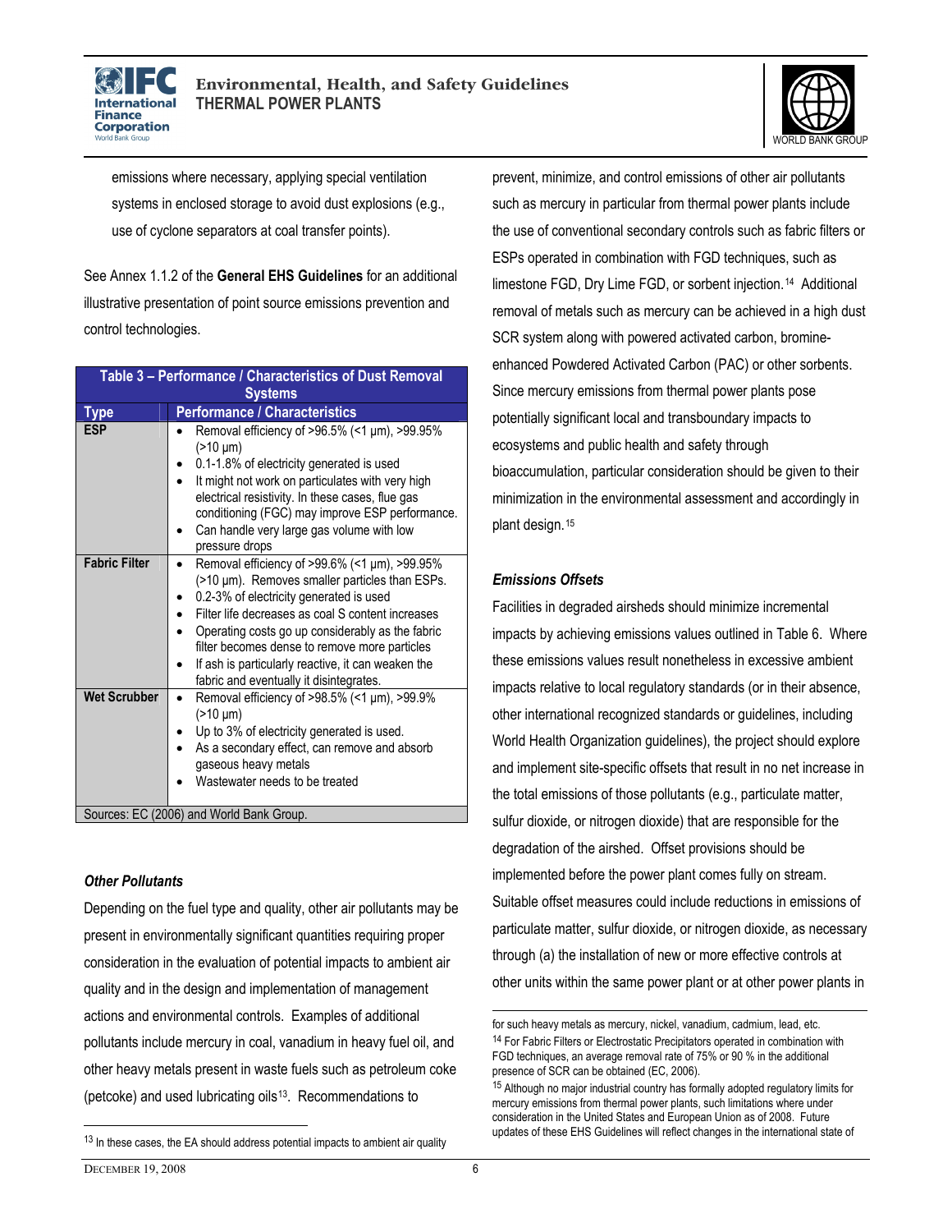emissions where necessary, applying special ventilation systems in enclosed storage to avoid dust explosions (e.g., use of cyclone separators at coal transfer points).

See Annex 1.1.2 of the **General EHS Guidelines** for an additional illustrative presentation of point source emissions prevention and control technologies.

| Table 3 – Performance / Characteristics of Dust Removal Systems | |
|---|---|
| **Type** | **Performance / Characteristics** |
| **ESP** | • Removal efficiency of >96.5% (<1 µm), >99.95% (>10 µm)<br>• 0.1-1.8% of electricity generated is used<br>• It might not work on particulates with very high electrical resistivity. In these cases, flue gas conditioning (FGC) may improve ESP performance.<br>• Can handle very large gas volume with low pressure drops |
| **Fabric Filter** | • Removal efficiency of >99.6% (<1 µm), >99.95% (>10 µm). Removes smaller particles than ESPs.<br>• 0.2-3% of electricity generated is used<br>• Filter life decreases as coal S content increases<br>• Operating costs go up considerably as the fabric filter becomes dense to remove more particles<br>• If ash is particularly reactive, it can weaken the fabric and eventually it disintegrates. |
| **Wet Scrubber** | • Removal efficiency of >98.5% (<1 µm), >99.9% (>10 µm)<br>• Up to 3% of electricity generated is used.<br>• As a secondary effect, can remove and absorb gaseous heavy metals<br>• Wastewater needs to be treated |
| Sources: EC (2006) and World Bank Group. | |

### *Other Pollutants*

Depending on the fuel type and quality, other air pollutants may be present in environmentally significant quantities requiring proper consideration in the evaluation of potential impacts to ambient air quality and in the design and implementation of management actions and environmental controls. Examples of additional pollutants include mercury in coal, vanadium in heavy fuel oil, and other heavy metals present in waste fuels such as petroleum coke (petcoke) and used lubricating oils[13]. Recommendations to prevent, minimize, and control emissions of other air pollutants such as mercury in particular from thermal power plants include the use of conventional secondary controls such as fabric filters or ESPs operated in combination with FGD techniques, such as limestone FGD, Dry Lime FGD, or sorbent injection.[14] Additional removal of metals such as mercury can be achieved in a high dust SCR system along with powered activated carbon, bromine-enhanced Powdered Activated Carbon (PAC) or other sorbents. Since mercury emissions from thermal power plants pose potentially significant local and transboundary impacts to ecosystems and public health and safety through bioaccumulation, particular consideration should be given to their minimization in the environmental assessment and accordingly in plant design.[15]

### *Emissions Offsets*

Facilities in degraded airsheds should minimize incremental impacts by achieving emissions values outlined in Table 6. Where these emissions values result nonetheless in excessive ambient impacts relative to local regulatory standards (or in their absence, other international recognized standards or guidelines, including World Health Organization guidelines), the project should explore and implement site-specific offsets that result in no net increase in the total emissions of those pollutants (e.g., particulate matter, sulfur dioxide, or nitrogen dioxide) that are responsible for the degradation of the airshed. Offset provisions should be implemented before the power plant comes fully on stream. Suitable offset measures could include reductions in emissions of particulate matter, sulfur dioxide, or nitrogen dioxide, as necessary through (a) the installation of new or more effective controls at other units within the same power plant or at other power plants in

---

[13] In these cases, the EA should address potential impacts to ambient air quality for such heavy metals as mercury, nickel, vanadium, cadmium, lead, etc.

[14] For Fabric Filters or Electrostatic Precipitators operated in combination with FGD techniques, an average removal rate of 75% or 90 % in the additional presence of SCR can be obtained (EC, 2006).

[15] Although no major industrial country has formally adopted regulatory limits for mercury emissions from thermal power plants, such limitations where under consideration in the United States and European Union as of 2008. Future updates of these EHS Guidelines will reflect changes in the international state of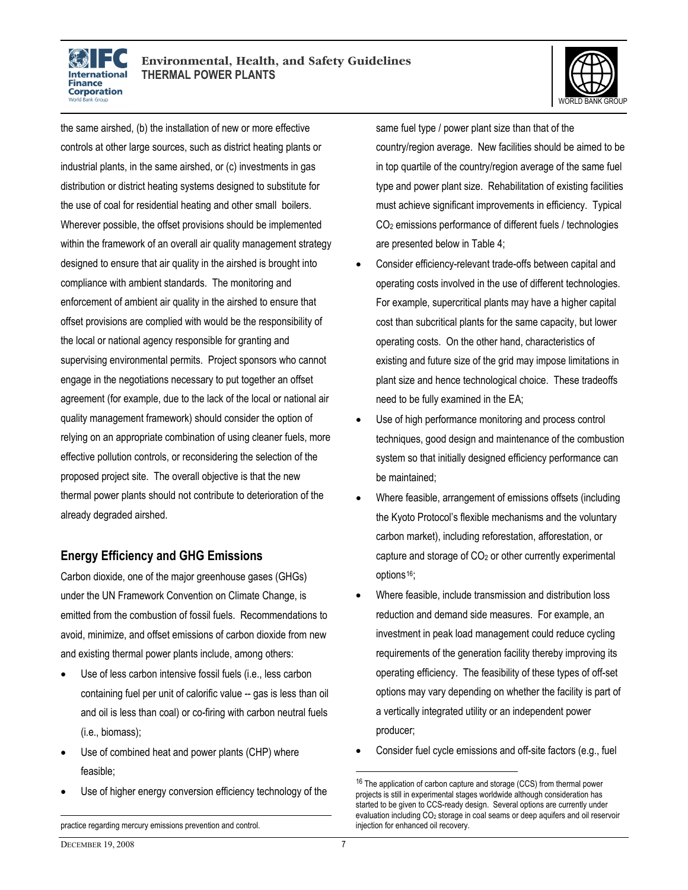the same airshed, (b) the installation of new or more effective controls at other large sources, such as district heating plants or industrial plants, in the same airshed, or (c) investments in gas distribution or district heating systems designed to substitute for the use of coal for residential heating and other small boilers. Wherever possible, the offset provisions should be implemented within the framework of an overall air quality management strategy designed to ensure that air quality in the airshed is brought into compliance with ambient standards. The monitoring and enforcement of ambient air quality in the airshed to ensure that offset provisions are complied with would be the responsibility of the local or national agency responsible for granting and supervising environmental permits. Project sponsors who cannot engage in the negotiations necessary to put together an offset agreement (for example, due to the lack of the local or national air quality management framework) should consider the option of relying on an appropriate combination of using cleaner fuels, more effective pollution controls, or reconsidering the selection of the proposed project site. The overall objective is that the new thermal power plants should not contribute to deterioration of the already degraded airshed.

## Energy Efficiency and GHG Emissions

Carbon dioxide, one of the major greenhouse gases (GHGs) under the UN Framework Convention on Climate Change, is emitted from the combustion of fossil fuels. Recommendations to avoid, minimize, and offset emissions of carbon dioxide from new and existing thermal power plants include, among others:

- Use of less carbon intensive fossil fuels (i.e., less carbon containing fuel per unit of calorific value -- gas is less than oil and oil is less than coal) or co-firing with carbon neutral fuels (i.e., biomass);
- Use of combined heat and power plants (CHP) where feasible;
- Use of higher energy conversion efficiency technology of the same fuel type / power plant size than that of the country/region average. New facilities should be aimed to be in top quartile of the country/region average of the same fuel type and power plant size. Rehabilitation of existing facilities must achieve significant improvements in efficiency. Typical $CO_2$ emissions performance of different fuels / technologies are presented below in Table 4;
- Consider efficiency-relevant trade-offs between capital and operating costs involved in the use of different technologies. For example, supercritical plants may have a higher capital cost than subcritical plants for the same capacity, but lower operating costs. On the other hand, characteristics of existing and future size of the grid may impose limitations in plant size and hence technological choice. These tradeoffs need to be fully examined in the EA;
- Use of high performance monitoring and process control techniques, good design and maintenance of the combustion system so that initially designed efficiency performance can be maintained;
- Where feasible, arrangement of emissions offsets (including the Kyoto Protocol's flexible mechanisms and the voluntary carbon market), including reforestation, afforestation, or capture and storage of $CO_2$ or other currently experimental options[16];
- Where feasible, include transmission and distribution loss reduction and demand side measures. For example, an investment in peak load management could reduce cycling requirements of the generation facility thereby improving its operating efficiency. The feasibility of these types of off-set options may vary depending on whether the facility is part of a vertically integrated utility or an independent power producer;
- Consider fuel cycle emissions and off-site factors (e.g., fuel

---

practice regarding mercury emissions prevention and control.

[16] The application of carbon capture and storage (CCS) from thermal power projects is still in experimental stages worldwide although consideration has started to be given to CCS-ready design. Several options are currently under evaluation including $CO_2$ storage in coal seams or deep aquifers and oil reservoir injection for enhanced oil recovery.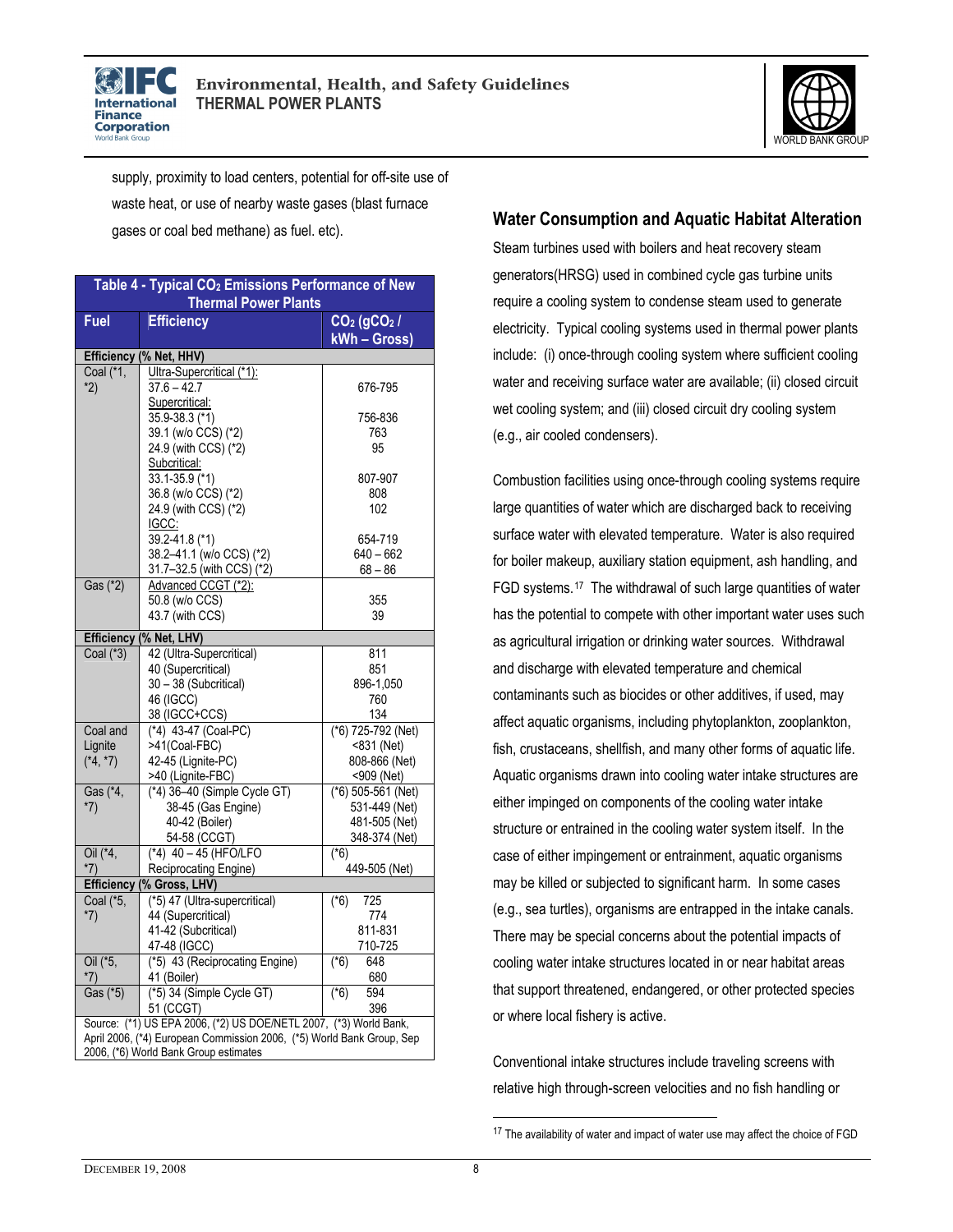supply, proximity to load centers, potential for off-site use of waste heat, or use of nearby waste gases (blast furnace gases or coal bed methane) as fuel. etc).

**Table 4 - Typical $CO_2$ Emissions Performance of New Thermal Power Plants**

| Fuel | Efficiency | $CO_2$ ($gCO_2$ / kWh – Gross) |
|---|---|---|
| **Efficiency (% Net, HHV)** | | |
| Coal (*1, *2) | Ultra-Supercritical (*1):<br>37.6 – 42.7<br>Supercritical:<br>35.9-38.3 (*1)<br>39.1 (w/o CCS) (*2)<br>24.9 (with CCS) (*2)<br>Subcritical:<br>33.1-35.9 (*1)<br>36.8 (w/o CCS) (*2)<br>24.9 (with CCS) (*2)<br>IGCC:<br>39.2-41.8 (*1)<br>38.2–41.1 (w/o CCS) (*2)<br>31.7–32.5 (with CCS) (*2) | <br>676-795<br><br>756-836<br>763<br>95<br><br>807-907<br>808<br>102<br><br>654-719<br>640 – 662<br>68 – 86 |
| Gas (*2) | Advanced CCGT (*2):<br>50.8 (w/o CCS)<br>43.7 (with CCS) | <br>355<br>39 |
| **Efficiency (% Net, LHV)** | | |
| Coal (*3) | 42 (Ultra-Supercritical)<br>40 (Supercritical)<br>30 – 38 (Subcritical)<br>46 (IGCC)<br>38 (IGCC+CCS) | 811<br>851<br>896-1,050<br>760<br>134 |
| Coal and Lignite (*4, *7) | (*4) 43-47 (Coal-PC)<br>>41(Coal-FBC)<br>42-45 (Lignite-PC)<br>>40 (Lignite-FBC) | (*6) 725-792 (Net)<br><831 (Net)<br>808-866 (Net)<br><909 (Net) |
| Gas (*4, *7) | (*4) 36–40 (Simple Cycle GT)<br>38-45 (Gas Engine)<br>40-42 (Boiler)<br>54-58 (CCGT) | (*6) 505-561 (Net)<br>531-449 (Net)<br>481-505 (Net)<br>348-374 (Net) |
| Oil (*4, *7) | (*4) 40 – 45 (HFO/LFO Reciprocating Engine) | (*6)<br>449-505 (Net) |
| **Efficiency (% Gross, LHV)** | | |
| Coal (*5, *7) | (*5) 47 (Ultra-supercritical)<br>44 (Supercritical)<br>41-42 (Subcritical)<br>47-48 (IGCC) | (*6) 725<br>774<br>811-831<br>710-725 |
| Oil (*5, *7) | (*5) 43 (Reciprocating Engine)<br>41 (Boiler) | (*6) 648<br>680 |
| Gas (*5) | (*5) 34 (Simple Cycle GT)<br>51 (CCGT) | (*6) 594<br>396 |

Source: (*1) US EPA 2006, (*2) US DOE/NETL 2007, (*3) World Bank, April 2006, (*4) European Commission 2006, (*5) World Bank Group, Sep 2006, (*6) World Bank Group estimates

## Water Consumption and Aquatic Habitat Alteration

Steam turbines used with boilers and heat recovery steam generators(HRSG) used in combined cycle gas turbine units require a cooling system to condense steam used to generate electricity. Typical cooling systems used in thermal power plants include: (i) once-through cooling system where sufficient cooling water and receiving surface water are available; (ii) closed circuit wet cooling system; and (iii) closed circuit dry cooling system (e.g., air cooled condensers).

Combustion facilities using once-through cooling systems require large quantities of water which are discharged back to receiving surface water with elevated temperature. Water is also required for boiler makeup, auxiliary station equipment, ash handling, and FGD systems.[17] The withdrawal of such large quantities of water has the potential to compete with other important water uses such as agricultural irrigation or drinking water sources. Withdrawal and discharge with elevated temperature and chemical contaminants such as biocides or other additives, if used, may affect aquatic organisms, including phytoplankton, zooplankton, fish, crustaceans, shellfish, and many other forms of aquatic life. Aquatic organisms drawn into cooling water intake structures are either impinged on components of the cooling water intake structure or entrained in the cooling water system itself. In the case of either impingement or entrainment, aquatic organisms may be killed or subjected to significant harm. In some cases (e.g., sea turtles), organisms are entrapped in the intake canals. There may be special concerns about the potential impacts of cooling water intake structures located in or near habitat areas that support threatened, endangered, or other protected species or where local fishery is active.

Conventional intake structures include traveling screens with relative high through-screen velocities and no fish handling or

[17] The availability of water and impact of water use may affect the choice of FGD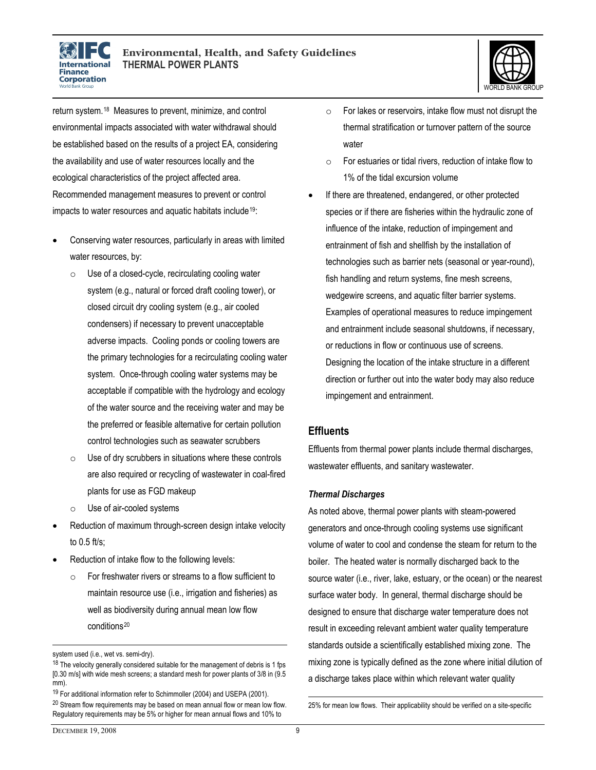return system.[18] Measures to prevent, minimize, and control environmental impacts associated with water withdrawal should be established based on the results of a project EA, considering the availability and use of water resources locally and the ecological characteristics of the project affected area. Recommended management measures to prevent or control impacts to water resources and aquatic habitats include[19]:

- Conserving water resources, particularly in areas with limited water resources, by:
  - Use of a closed-cycle, recirculating cooling water system (e.g., natural or forced draft cooling tower), or closed circuit dry cooling system (e.g., air cooled condensers) if necessary to prevent unacceptable adverse impacts. Cooling ponds or cooling towers are the primary technologies for a recirculating cooling water system. Once-through cooling water systems may be acceptable if compatible with the hydrology and ecology of the water source and the receiving water and may be the preferred or feasible alternative for certain pollution control technologies such as seawater scrubbers
  - Use of dry scrubbers in situations where these controls are also required or recycling of wastewater in coal-fired plants for use as FGD makeup
  - Use of air-cooled systems
- Reduction of maximum through-screen design intake velocity to 0.5 ft/s;
- Reduction of intake flow to the following levels:
  - For freshwater rivers or streams to a flow sufficient to maintain resource use (i.e., irrigation and fisheries) as well as biodiversity during annual mean low flow conditions[20]
  - For lakes or reservoirs, intake flow must not disrupt the thermal stratification or turnover pattern of the source water
  - For estuaries or tidal rivers, reduction of intake flow to 1% of the tidal excursion volume
- If there are threatened, endangered, or other protected species or if there are fisheries within the hydraulic zone of influence of the intake, reduction of impingement and entrainment of fish and shellfish by the installation of technologies such as barrier nets (seasonal or year-round), fish handling and return systems, fine mesh screens, wedgewire screens, and aquatic filter barrier systems. Examples of operational measures to reduce impingement and entrainment include seasonal shutdowns, if necessary, or reductions in flow or continuous use of screens. Designing the location of the intake structure in a different direction or further out into the water body may also reduce impingement and entrainment.

## Effluents

Effluents from thermal power plants include thermal discharges, wastewater effluents, and sanitary wastewater.

### *Thermal Discharges*

As noted above, thermal power plants with steam-powered generators and once-through cooling systems use significant volume of water to cool and condense the steam for return to the boiler. The heated water is normally discharged back to the source water (i.e., river, lake, estuary, or the ocean) or the nearest surface water body. In general, thermal discharge should be designed to ensure that discharge water temperature does not result in exceeding relevant ambient water quality temperature standards outside a scientifically established mixing zone. The mixing zone is typically defined as the zone where initial dilution of a discharge takes place within which relevant water quality

---

system used (i.e., wet vs. semi-dry).

[18] The velocity generally considered suitable for the management of debris is 1 fps [0.30 m/s] with wide mesh screens; a standard mesh for power plants of 3/8 in (9.5 mm).

[19] For additional information refer to Schimmoller (2004) and USEPA (2001).

[20] Stream flow requirements may be based on mean annual flow or mean low flow. Regulatory requirements may be 5% or higher for mean annual flows and 10% to 25% for mean low flows. Their applicability should be verified on a site-specific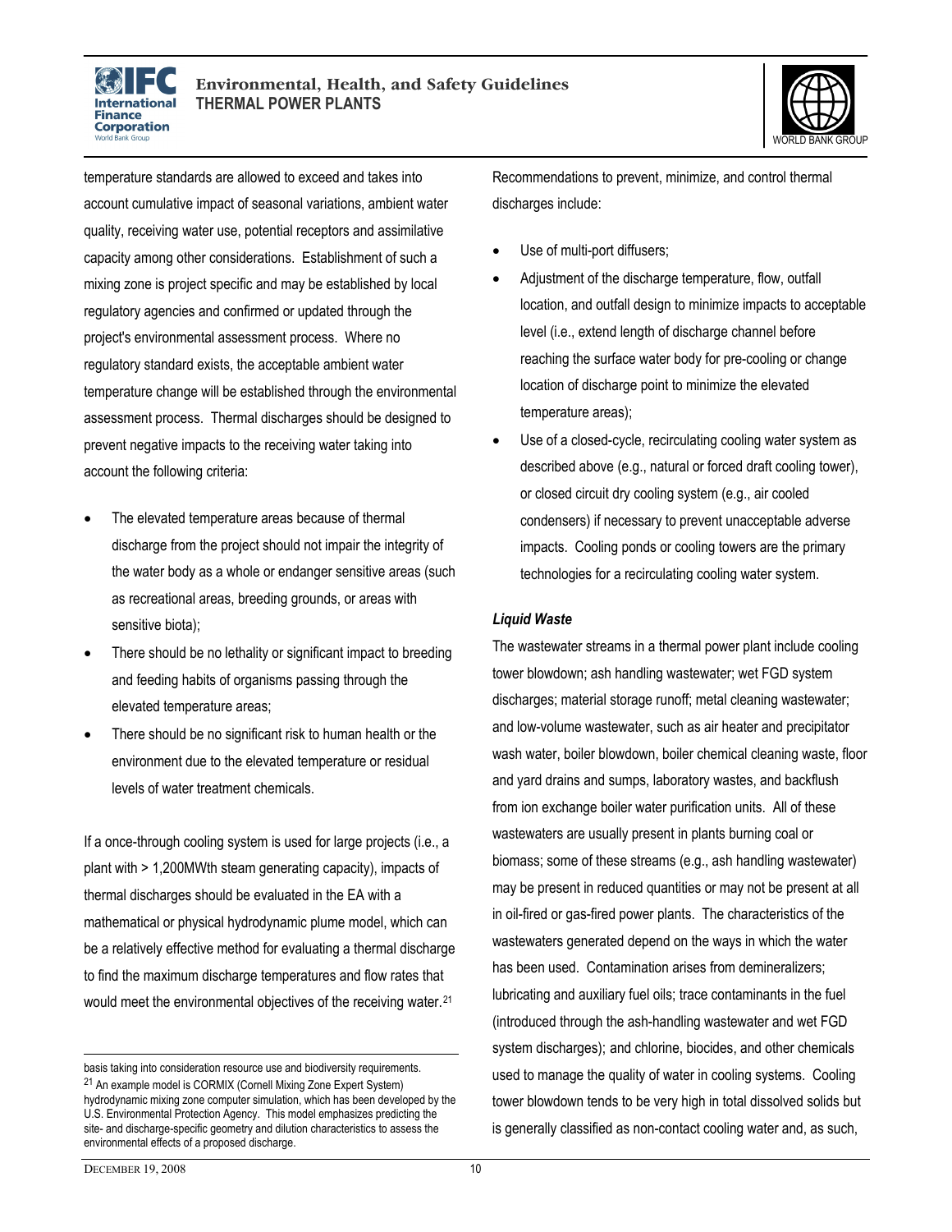temperature standards are allowed to exceed and takes into account cumulative impact of seasonal variations, ambient water quality, receiving water use, potential receptors and assimilative capacity among other considerations. Establishment of such a mixing zone is project specific and may be established by local regulatory agencies and confirmed or updated through the project's environmental assessment process. Where no regulatory standard exists, the acceptable ambient water temperature change will be established through the environmental assessment process. Thermal discharges should be designed to prevent negative impacts to the receiving water taking into account the following criteria:

- The elevated temperature areas because of thermal discharge from the project should not impair the integrity of the water body as a whole or endanger sensitive areas (such as recreational areas, breeding grounds, or areas with sensitive biota);
- There should be no lethality or significant impact to breeding and feeding habits of organisms passing through the elevated temperature areas;
- There should be no significant risk to human health or the environment due to the elevated temperature or residual levels of water treatment chemicals.

If a once-through cooling system is used for large projects (i.e., a plant with > 1,200MWth steam generating capacity), impacts of thermal discharges should be evaluated in the EA with a mathematical or physical hydrodynamic plume model, which can be a relatively effective method for evaluating a thermal discharge to find the maximum discharge temperatures and flow rates that would meet the environmental objectives of the receiving water.[21]

Recommendations to prevent, minimize, and control thermal discharges include:

- Use of multi-port diffusers;
- Adjustment of the discharge temperature, flow, outfall location, and outfall design to minimize impacts to acceptable level (i.e., extend length of discharge channel before reaching the surface water body for pre-cooling or change location of discharge point to minimize the elevated temperature areas);
- Use of a closed-cycle, recirculating cooling water system as described above (e.g., natural or forced draft cooling tower), or closed circuit dry cooling system (e.g., air cooled condensers) if necessary to prevent unacceptable adverse impacts. Cooling ponds or cooling towers are the primary technologies for a recirculating cooling water system.

#### *Liquid Waste*

The wastewater streams in a thermal power plant include cooling tower blowdown; ash handling wastewater; wet FGD system discharges; material storage runoff; metal cleaning wastewater; and low-volume wastewater, such as air heater and precipitator wash water, boiler blowdown, boiler chemical cleaning waste, floor and yard drains and sumps, laboratory wastes, and backflush from ion exchange boiler water purification units. All of these wastewaters are usually present in plants burning coal or biomass; some of these streams (e.g., ash handling wastewater) may be present in reduced quantities or may not be present at all in oil-fired or gas-fired power plants. The characteristics of the wastewaters generated depend on the ways in which the water has been used. Contamination arises from demineralizers; lubricating and auxiliary fuel oils; trace contaminants in the fuel (introduced through the ash-handling wastewater and wet FGD system discharges); and chlorine, biocides, and other chemicals used to manage the quality of water in cooling systems. Cooling tower blowdown tends to be very high in total dissolved solids but is generally classified as non-contact cooling water and, as such,

---

basis taking into consideration resource use and biodiversity requirements.

[21] An example model is CORMIX (Cornell Mixing Zone Expert System) hydrodynamic mixing zone computer simulation, which has been developed by the U.S. Environmental Protection Agency. This model emphasizes predicting the site- and discharge-specific geometry and dilution characteristics to assess the environmental effects of a proposed discharge.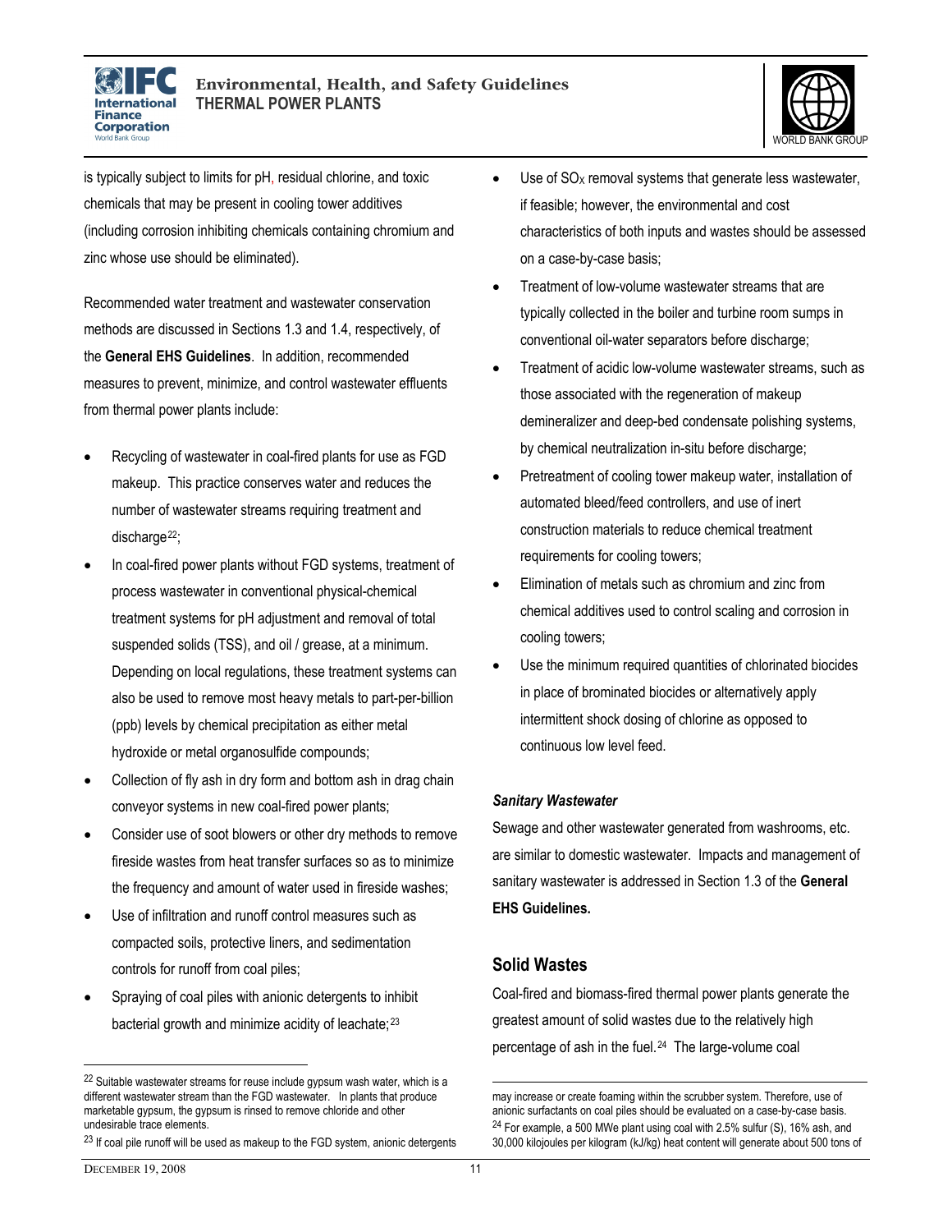is typically subject to limits for pH, residual chlorine, and toxic chemicals that may be present in cooling tower additives (including corrosion inhibiting chemicals containing chromium and zinc whose use should be eliminated).

Recommended water treatment and wastewater conservation methods are discussed in Sections 1.3 and 1.4, respectively, of the **General EHS Guidelines**. In addition, recommended measures to prevent, minimize, and control wastewater effluents from thermal power plants include:

- Recycling of wastewater in coal-fired plants for use as FGD makeup. This practice conserves water and reduces the number of wastewater streams requiring treatment and discharge[22];
- In coal-fired power plants without FGD systems, treatment of process wastewater in conventional physical-chemical treatment systems for pH adjustment and removal of total suspended solids (TSS), and oil / grease, at a minimum. Depending on local regulations, these treatment systems can also be used to remove most heavy metals to part-per-billion (ppb) levels by chemical precipitation as either metal hydroxide or metal organosulfide compounds;
- Collection of fly ash in dry form and bottom ash in drag chain conveyor systems in new coal-fired power plants;
- Consider use of soot blowers or other dry methods to remove fireside wastes from heat transfer surfaces so as to minimize the frequency and amount of water used in fireside washes;
- Use of infiltration and runoff control measures such as compacted soils, protective liners, and sedimentation controls for runoff from coal piles;
- Spraying of coal piles with anionic detergents to inhibit bacterial growth and minimize acidity of leachate;[23]
- Use of $SO_X$ removal systems that generate less wastewater, if feasible; however, the environmental and cost characteristics of both inputs and wastes should be assessed on a case-by-case basis;
- Treatment of low-volume wastewater streams that are typically collected in the boiler and turbine room sumps in conventional oil-water separators before discharge;
- Treatment of acidic low-volume wastewater streams, such as those associated with the regeneration of makeup demineralizer and deep-bed condensate polishing systems, by chemical neutralization in-situ before discharge;
- Pretreatment of cooling tower makeup water, installation of automated bleed/feed controllers, and use of inert construction materials to reduce chemical treatment requirements for cooling towers;
- Elimination of metals such as chromium and zinc from chemical additives used to control scaling and corrosion in cooling towers;
- Use the minimum required quantities of chlorinated biocides in place of brominated biocides or alternatively apply intermittent shock dosing of chlorine as opposed to continuous low level feed.

***Sanitary Wastewater***

Sewage and other wastewater generated from washrooms, etc. are similar to domestic wastewater. Impacts and management of sanitary wastewater is addressed in Section 1.3 of the **General EHS Guidelines.**

## Solid Wastes

Coal-fired and biomass-fired thermal power plants generate the greatest amount of solid wastes due to the relatively high percentage of ash in the fuel.[24] The large-volume coal

---

[22] Suitable wastewater streams for reuse include gypsum wash water, which is a different wastewater stream than the FGD wastewater. In plants that produce marketable gypsum, the gypsum is rinsed to remove chloride and other undesirable trace elements.

[23] If coal pile runoff will be used as makeup to the FGD system, anionic detergents may increase or create foaming within the scrubber system. Therefore, use of anionic surfactants on coal piles should be evaluated on a case-by-case basis.

[24] For example, a 500 MWe plant using coal with 2.5% sulfur (S), 16% ash, and 30,000 kilojoules per kilogram (kJ/kg) heat content will generate about 500 tons of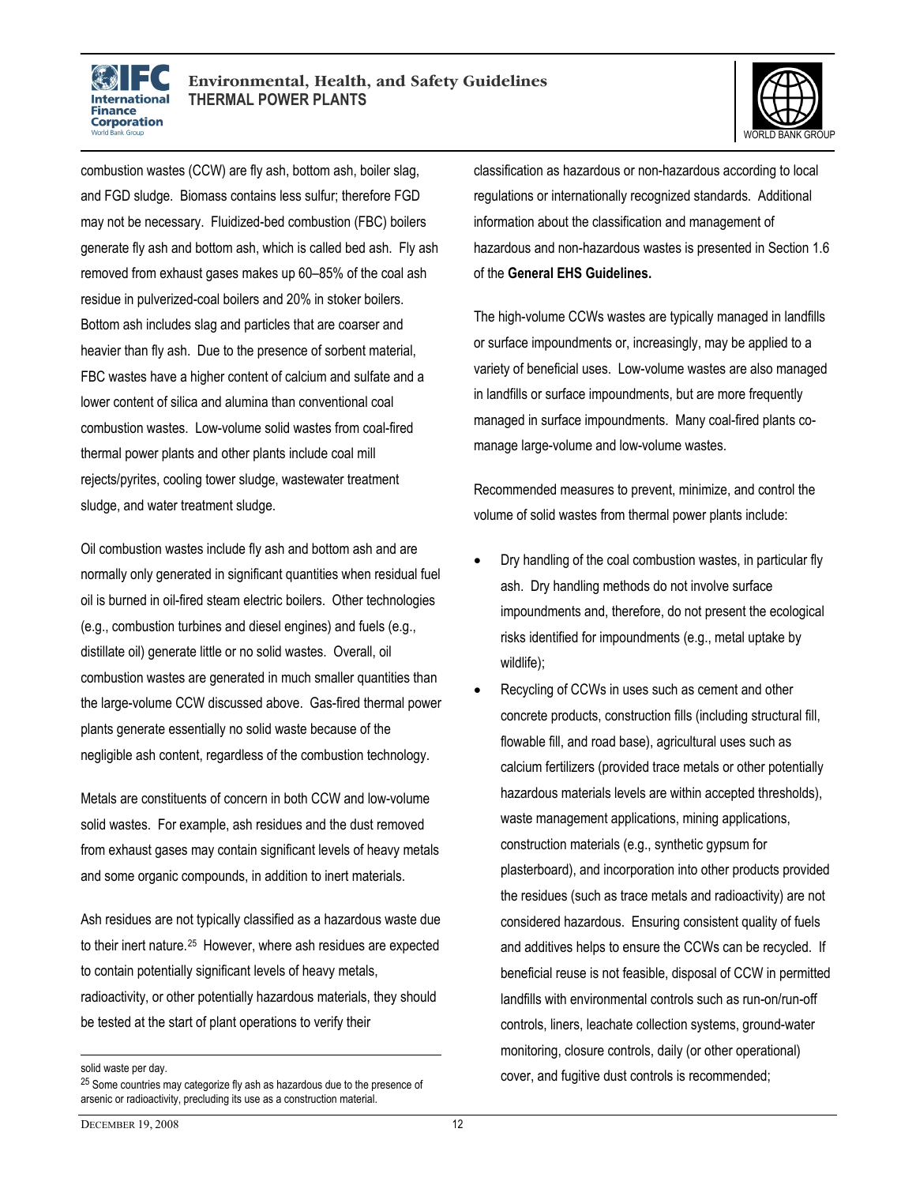combustion wastes (CCW) are fly ash, bottom ash, boiler slag, and FGD sludge. Biomass contains less sulfur; therefore FGD may not be necessary. Fluidized-bed combustion (FBC) boilers generate fly ash and bottom ash, which is called bed ash. Fly ash removed from exhaust gases makes up 60–85% of the coal ash residue in pulverized-coal boilers and 20% in stoker boilers. Bottom ash includes slag and particles that are coarser and heavier than fly ash. Due to the presence of sorbent material, FBC wastes have a higher content of calcium and sulfate and a lower content of silica and alumina than conventional coal combustion wastes. Low-volume solid wastes from coal-fired thermal power plants and other plants include coal mill rejects/pyrites, cooling tower sludge, wastewater treatment sludge, and water treatment sludge.

Oil combustion wastes include fly ash and bottom ash and are normally only generated in significant quantities when residual fuel oil is burned in oil-fired steam electric boilers. Other technologies (e.g., combustion turbines and diesel engines) and fuels (e.g., distillate oil) generate little or no solid wastes. Overall, oil combustion wastes are generated in much smaller quantities than the large-volume CCW discussed above. Gas-fired thermal power plants generate essentially no solid waste because of the negligible ash content, regardless of the combustion technology.

Metals are constituents of concern in both CCW and low-volume solid wastes. For example, ash residues and the dust removed from exhaust gases may contain significant levels of heavy metals and some organic compounds, in addition to inert materials.

Ash residues are not typically classified as a hazardous waste due to their inert nature.[25] However, where ash residues are expected to contain potentially significant levels of heavy metals, radioactivity, or other potentially hazardous materials, they should be tested at the start of plant operations to verify their classification as hazardous or non-hazardous according to local regulations or internationally recognized standards. Additional information about the classification and management of hazardous and non-hazardous wastes is presented in Section 1.6 of the **General EHS Guidelines.**

The high-volume CCWs wastes are typically managed in landfills or surface impoundments or, increasingly, may be applied to a variety of beneficial uses. Low-volume wastes are also managed in landfills or surface impoundments, but are more frequently managed in surface impoundments. Many coal-fired plants co-manage large-volume and low-volume wastes.

Recommended measures to prevent, minimize, and control the volume of solid wastes from thermal power plants include:

- Dry handling of the coal combustion wastes, in particular fly ash. Dry handling methods do not involve surface impoundments and, therefore, do not present the ecological risks identified for impoundments (e.g., metal uptake by wildlife);
- Recycling of CCWs in uses such as cement and other concrete products, construction fills (including structural fill, flowable fill, and road base), agricultural uses such as calcium fertilizers (provided trace metals or other potentially hazardous materials levels are within accepted thresholds), waste management applications, mining applications, construction materials (e.g., synthetic gypsum for plasterboard), and incorporation into other products provided the residues (such as trace metals and radioactivity) are not considered hazardous. Ensuring consistent quality of fuels and additives helps to ensure the CCWs can be recycled. If beneficial reuse is not feasible, disposal of CCW in permitted landfills with environmental controls such as run-on/run-off controls, liners, leachate collection systems, ground-water monitoring, closure controls, daily (or other operational) cover, and fugitive dust controls is recommended;

---

solid waste per day.

[25] Some countries may categorize fly ash as hazardous due to the presence of arsenic or radioactivity, precluding its use as a construction material.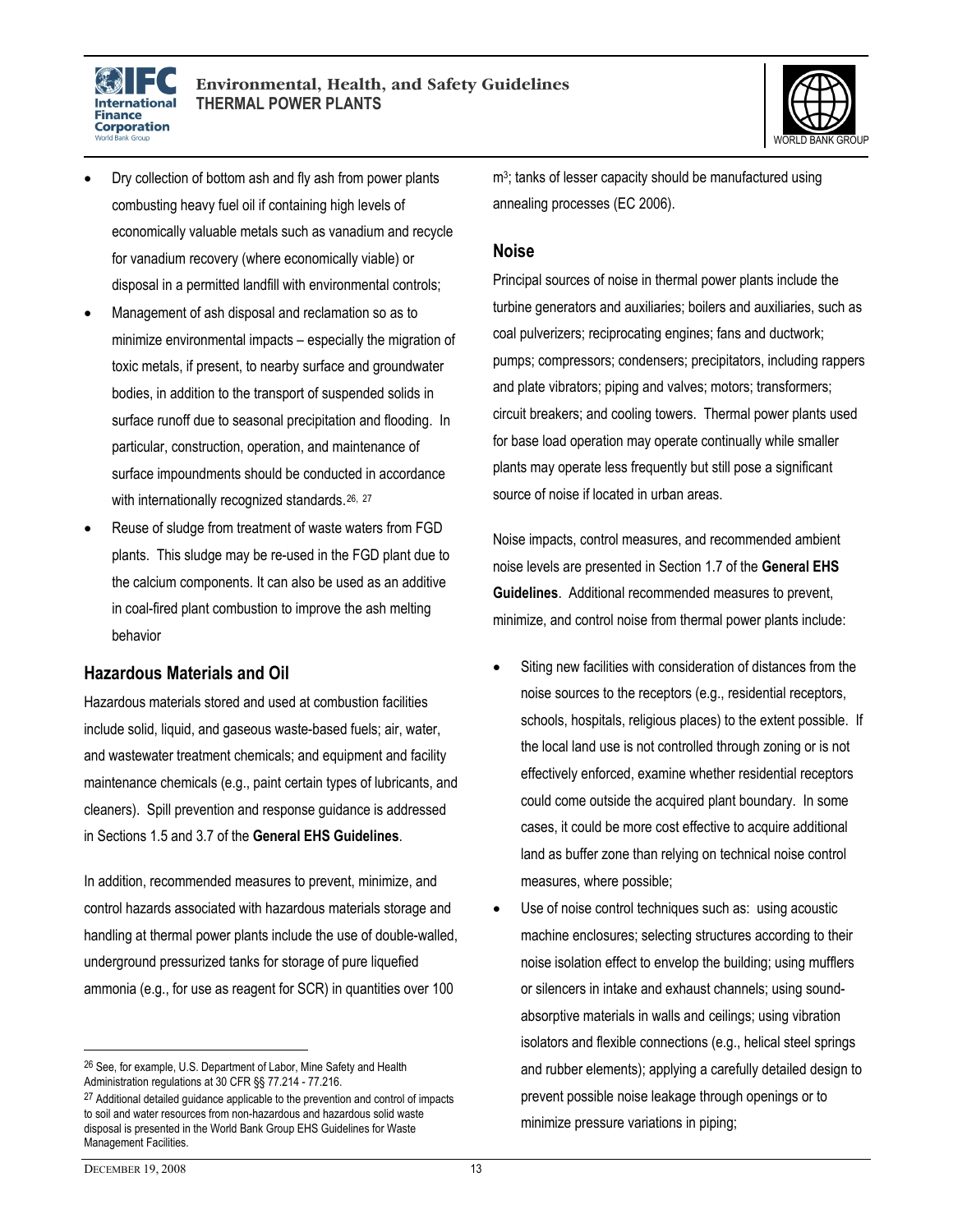- Dry collection of bottom ash and fly ash from power plants combusting heavy fuel oil if containing high levels of economically valuable metals such as vanadium and recycle for vanadium recovery (where economically viable) or disposal in a permitted landfill with environmental controls;
- Management of ash disposal and reclamation so as to minimize environmental impacts – especially the migration of toxic metals, if present, to nearby surface and groundwater bodies, in addition to the transport of suspended solids in surface runoff due to seasonal precipitation and flooding. In particular, construction, operation, and maintenance of surface impoundments should be conducted in accordance with internationally recognized standards.[26, 27]
- Reuse of sludge from treatment of waste waters from FGD plants. This sludge may be re-used in the FGD plant due to the calcium components. It can also be used as an additive in coal-fired plant combustion to improve the ash melting behavior

## Hazardous Materials and Oil

Hazardous materials stored and used at combustion facilities include solid, liquid, and gaseous waste-based fuels; air, water, and wastewater treatment chemicals; and equipment and facility maintenance chemicals (e.g., paint certain types of lubricants, and cleaners). Spill prevention and response guidance is addressed in Sections 1.5 and 3.7 of the **General EHS Guidelines**.

In addition, recommended measures to prevent, minimize, and control hazards associated with hazardous materials storage and handling at thermal power plants include the use of double-walled, underground pressurized tanks for storage of pure liquefied ammonia (e.g., for use as reagent for SCR) in quantities over 100 $m^3$; tanks of lesser capacity should be manufactured using annealing processes (EC 2006).

## Noise

Principal sources of noise in thermal power plants include the turbine generators and auxiliaries; boilers and auxiliaries, such as coal pulverizers; reciprocating engines; fans and ductwork; pumps; compressors; condensers; precipitators, including rappers and plate vibrators; piping and valves; motors; transformers; circuit breakers; and cooling towers. Thermal power plants used for base load operation may operate continually while smaller plants may operate less frequently but still pose a significant source of noise if located in urban areas.

Noise impacts, control measures, and recommended ambient noise levels are presented in Section 1.7 of the **General EHS Guidelines**. Additional recommended measures to prevent, minimize, and control noise from thermal power plants include:

- Siting new facilities with consideration of distances from the noise sources to the receptors (e.g., residential receptors, schools, hospitals, religious places) to the extent possible. If the local land use is not controlled through zoning or is not effectively enforced, examine whether residential receptors could come outside the acquired plant boundary. In some cases, it could be more cost effective to acquire additional land as buffer zone than relying on technical noise control measures, where possible;
- Use of noise control techniques such as: using acoustic machine enclosures; selecting structures according to their noise isolation effect to envelop the building; using mufflers or silencers in intake and exhaust channels; using sound-absorptive materials in walls and ceilings; using vibration isolators and flexible connections (e.g., helical steel springs and rubber elements); applying a carefully detailed design to prevent possible noise leakage through openings or to minimize pressure variations in piping;

---

[26] See, for example, U.S. Department of Labor, Mine Safety and Health Administration regulations at 30 CFR §§ 77.214 - 77.216.

[27] Additional detailed guidance applicable to the prevention and control of impacts to soil and water resources from non-hazardous and hazardous solid waste disposal is presented in the World Bank Group EHS Guidelines for Waste Management Facilities.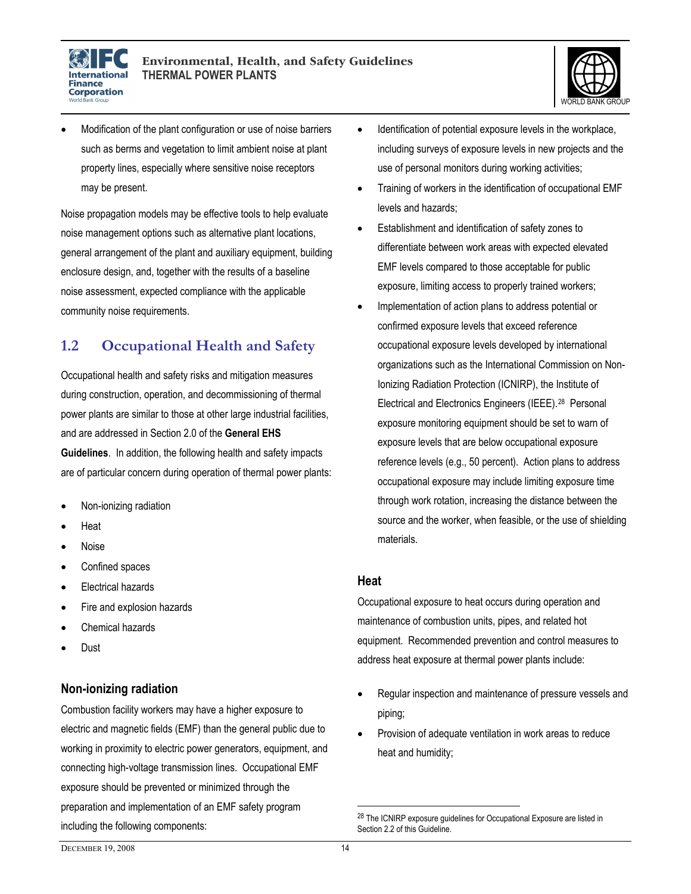- Modification of the plant configuration or use of noise barriers such as berms and vegetation to limit ambient noise at plant property lines, especially where sensitive noise receptors may be present.

Noise propagation models may be effective tools to help evaluate noise management options such as alternative plant locations, general arrangement of the plant and auxiliary equipment, building enclosure design, and, together with the results of a baseline noise assessment, expected compliance with the applicable community noise requirements.

## 1.2 Occupational Health and Safety

Occupational health and safety risks and mitigation measures during construction, operation, and decommissioning of thermal power plants are similar to those at other large industrial facilities, and are addressed in Section 2.0 of the **General EHS Guidelines**. In addition, the following health and safety impacts are of particular concern during operation of thermal power plants:

- Non-ionizing radiation
- Heat
- Noise
- Confined spaces
- Electrical hazards
- Fire and explosion hazards
- Chemical hazards
- Dust

### Non-ionizing radiation

Combustion facility workers may have a higher exposure to electric and magnetic fields (EMF) than the general public due to working in proximity to electric power generators, equipment, and connecting high-voltage transmission lines. Occupational EMF exposure should be prevented or minimized through the preparation and implementation of an EMF safety program including the following components:

- Identification of potential exposure levels in the workplace, including surveys of exposure levels in new projects and the use of personal monitors during working activities;
- Training of workers in the identification of occupational EMF levels and hazards;
- Establishment and identification of safety zones to differentiate between work areas with expected elevated EMF levels compared to those acceptable for public exposure, limiting access to properly trained workers;
- Implementation of action plans to address potential or confirmed exposure levels that exceed reference occupational exposure levels developed by international organizations such as the International Commission on Non-Ionizing Radiation Protection (ICNIRP), the Institute of Electrical and Electronics Engineers (IEEE).[28] Personal exposure monitoring equipment should be set to warn of exposure levels that are below occupational exposure reference levels (e.g., 50 percent). Action plans to address occupational exposure may include limiting exposure time through work rotation, increasing the distance between the source and the worker, when feasible, or the use of shielding materials.

### Heat

Occupational exposure to heat occurs during operation and maintenance of combustion units, pipes, and related hot equipment. Recommended prevention and control measures to address heat exposure at thermal power plants include:

- Regular inspection and maintenance of pressure vessels and piping;
- Provision of adequate ventilation in work areas to reduce heat and humidity;

[28] The ICNIRP exposure guidelines for Occupational Exposure are listed in Section 2.2 of this Guideline.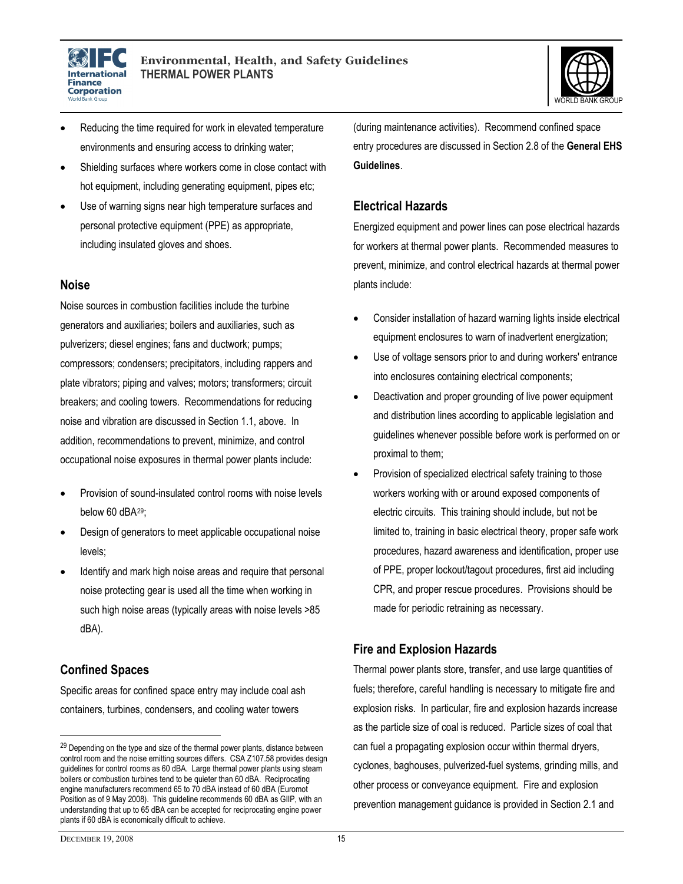- Reducing the time required for work in elevated temperature environments and ensuring access to drinking water;
- Shielding surfaces where workers come in close contact with hot equipment, including generating equipment, pipes etc;
- Use of warning signs near high temperature surfaces and personal protective equipment (PPE) as appropriate, including insulated gloves and shoes.

### Noise

Noise sources in combustion facilities include the turbine generators and auxiliaries; boilers and auxiliaries, such as pulverizers; diesel engines; fans and ductwork; pumps; compressors; condensers; precipitators, including rappers and plate vibrators; piping and valves; motors; transformers; circuit breakers; and cooling towers. Recommendations for reducing noise and vibration are discussed in Section 1.1, above. In addition, recommendations to prevent, minimize, and control occupational noise exposures in thermal power plants include:

- Provision of sound-insulated control rooms with noise levels below 60 dBA[29];
- Design of generators to meet applicable occupational noise levels;
- Identify and mark high noise areas and require that personal noise protecting gear is used all the time when working in such high noise areas (typically areas with noise levels >85 dBA).

### Confined Spaces

Specific areas for confined space entry may include coal ash containers, turbines, condensers, and cooling water towers (during maintenance activities). Recommend confined space entry procedures are discussed in Section 2.8 of the **General EHS Guidelines**.

### Electrical Hazards

Energized equipment and power lines can pose electrical hazards for workers at thermal power plants. Recommended measures to prevent, minimize, and control electrical hazards at thermal power plants include:

- Consider installation of hazard warning lights inside electrical equipment enclosures to warn of inadvertent energization;
- Use of voltage sensors prior to and during workers' entrance into enclosures containing electrical components;
- Deactivation and proper grounding of live power equipment and distribution lines according to applicable legislation and guidelines whenever possible before work is performed on or proximal to them;
- Provision of specialized electrical safety training to those workers working with or around exposed components of electric circuits. This training should include, but not be limited to, training in basic electrical theory, proper safe work procedures, hazard awareness and identification, proper use of PPE, proper lockout/tagout procedures, first aid including CPR, and proper rescue procedures. Provisions should be made for periodic retraining as necessary.

### Fire and Explosion Hazards

Thermal power plants store, transfer, and use large quantities of fuels; therefore, careful handling is necessary to mitigate fire and explosion risks. In particular, fire and explosion hazards increase as the particle size of coal is reduced. Particle sizes of coal that can fuel a propagating explosion occur within thermal dryers, cyclones, baghouses, pulverized-fuel systems, grinding mills, and other process or conveyance equipment. Fire and explosion prevention management guidance is provided in Section 2.1 and

---

[29] Depending on the type and size of the thermal power plants, distance between control room and the noise emitting sources differs. CSA Z107.58 provides design guidelines for control rooms as 60 dBA. Large thermal power plants using steam boilers or combustion turbines tend to be quieter than 60 dBA. Reciprocating engine manufacturers recommend 65 to 70 dBA instead of 60 dBA (Euromot Position as of 9 May 2008). This guideline recommends 60 dBA as GIIP, with an understanding that up to 65 dBA can be accepted for reciprocating engine power plants if 60 dBA is economically difficult to achieve.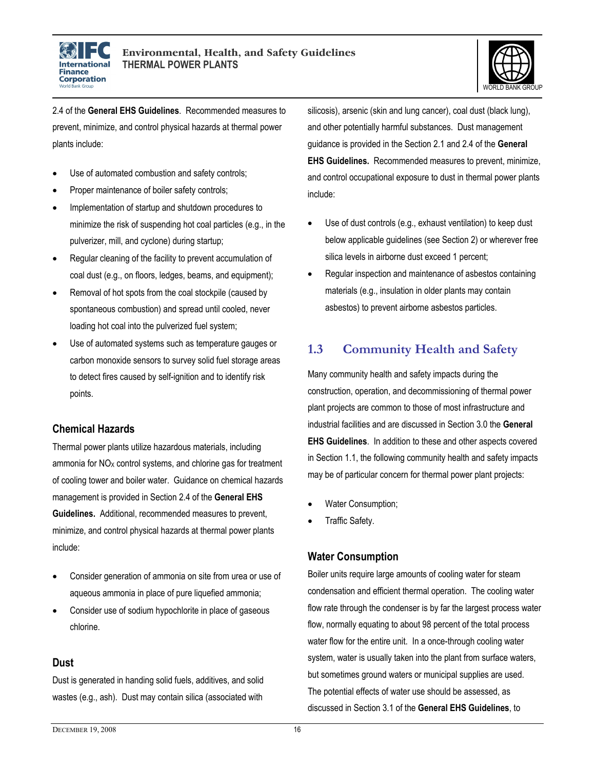2.4 of the **General EHS Guidelines**. Recommended measures to prevent, minimize, and control physical hazards at thermal power plants include:

- Use of automated combustion and safety controls;
- Proper maintenance of boiler safety controls;
- Implementation of startup and shutdown procedures to minimize the risk of suspending hot coal particles (e.g., in the pulverizer, mill, and cyclone) during startup;
- Regular cleaning of the facility to prevent accumulation of coal dust (e.g., on floors, ledges, beams, and equipment);
- Removal of hot spots from the coal stockpile (caused by spontaneous combustion) and spread until cooled, never loading hot coal into the pulverized fuel system;
- Use of automated systems such as temperature gauges or carbon monoxide sensors to survey solid fuel storage areas to detect fires caused by self-ignition and to identify risk points.

### Chemical Hazards

Thermal power plants utilize hazardous materials, including ammonia for $NO_X$ control systems, and chlorine gas for treatment of cooling tower and boiler water. Guidance on chemical hazards management is provided in Section 2.4 of the **General EHS Guidelines.** Additional, recommended measures to prevent, minimize, and control physical hazards at thermal power plants include:

- Consider generation of ammonia on site from urea or use of aqueous ammonia in place of pure liquefied ammonia;
- Consider use of sodium hypochlorite in place of gaseous chlorine.

### Dust

Dust is generated in handing solid fuels, additives, and solid wastes (e.g., ash). Dust may contain silica (associated with silicosis), arsenic (skin and lung cancer), coal dust (black lung), and other potentially harmful substances. Dust management guidance is provided in the Section 2.1 and 2.4 of the **General EHS Guidelines.** Recommended measures to prevent, minimize, and control occupational exposure to dust in thermal power plants include:

- Use of dust controls (e.g., exhaust ventilation) to keep dust below applicable guidelines (see Section 2) or wherever free silica levels in airborne dust exceed 1 percent;
- Regular inspection and maintenance of asbestos containing materials (e.g., insulation in older plants may contain asbestos) to prevent airborne asbestos particles.

## 1.3 Community Health and Safety

Many community health and safety impacts during the construction, operation, and decommissioning of thermal power plant projects are common to those of most infrastructure and industrial facilities and are discussed in Section 3.0 the **General EHS Guidelines**. In addition to these and other aspects covered in Section 1.1, the following community health and safety impacts may be of particular concern for thermal power plant projects:

- Water Consumption;
- Traffic Safety.

### Water Consumption

Boiler units require large amounts of cooling water for steam condensation and efficient thermal operation. The cooling water flow rate through the condenser is by far the largest process water flow, normally equating to about 98 percent of the total process water flow for the entire unit. In a once-through cooling water system, water is usually taken into the plant from surface waters, but sometimes ground waters or municipal supplies are used. The potential effects of water use should be assessed, as discussed in Section 3.1 of the **General EHS Guidelines**, to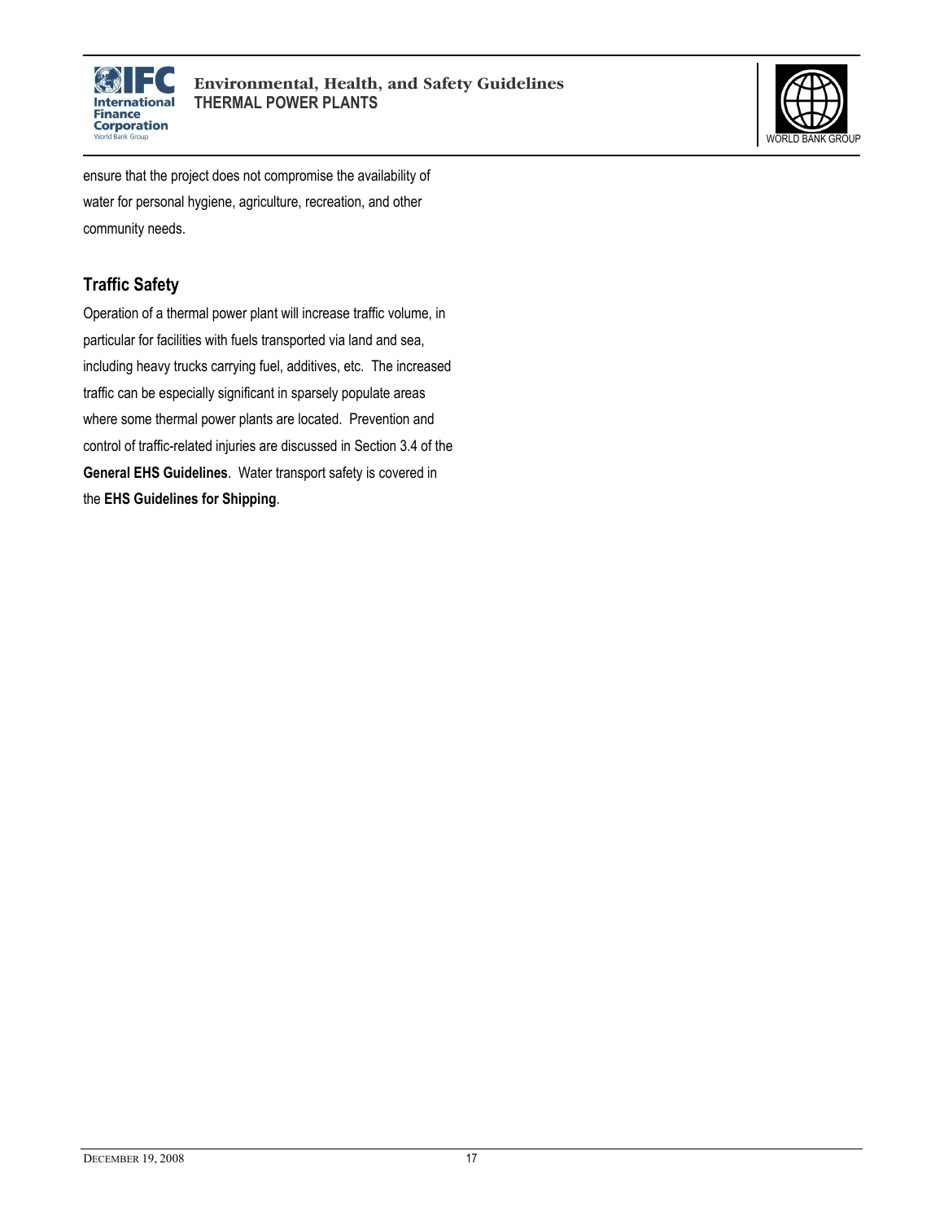ensure that the project does not compromise the availability of water for personal hygiene, agriculture, recreation, and other community needs.

### Traffic Safety

Operation of a thermal power plant will increase traffic volume, in particular for facilities with fuels transported via land and sea, including heavy trucks carrying fuel, additives, etc. The increased traffic can be especially significant in sparsely populate areas where some thermal power plants are located. Prevention and control of traffic-related injuries are discussed in Section 3.4 of the **General EHS Guidelines**. Water transport safety is covered in the **EHS Guidelines for Shipping**.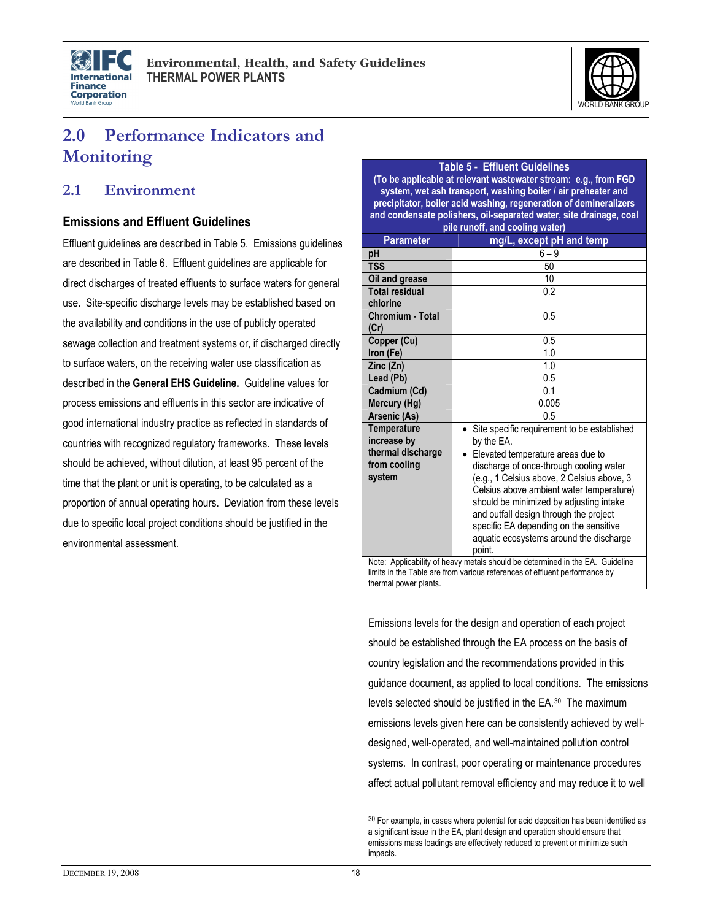# 2.0 Performance Indicators and Monitoring

## 2.1 Environment

### Emissions and Effluent Guidelines

Effluent guidelines are described in Table 5. Emissions guidelines are described in Table 6. Effluent guidelines are applicable for direct discharges of treated effluents to surface waters for general use. Site-specific discharge levels may be established based on the availability and conditions in the use of publicly operated sewage collection and treatment systems or, if discharged directly to surface waters, on the receiving water use classification as described in the **General EHS Guideline.** Guideline values for process emissions and effluents in this sector are indicative of good international industry practice as reflected in standards of countries with recognized regulatory frameworks. These levels should be achieved, without dilution, at least 95 percent of the time that the plant or unit is operating, to be calculated as a proportion of annual operating hours. Deviation from these levels due to specific local project conditions should be justified in the environmental assessment.

**Table 5 - Effluent Guidelines**
**(To be applicable at relevant wastewater stream: e.g., from FGD system, wet ash transport, washing boiler / air preheater and precipitator, boiler acid washing, regeneration of demineralizers and condensate polishers, oil-separated water, site drainage, coal pile runoff, and cooling water)**

| Parameter | mg/L, except pH and temp |
|---|---|
| pH | 6 – 9 |
| TSS | 50 |
| Oil and grease | 10 |
| Total residual chlorine | 0.2 |
| Chromium - Total (Cr) | 0.5 |
| Copper (Cu) | 0.5 |
| Iron (Fe) | 1.0 |
| Zinc (Zn) | 1.0 |
| Lead (Pb) | 0.5 |
| Cadmium (Cd) | 0.1 |
| Mercury (Hg) | 0.005 |
| Arsenic (As) | 0.5 |
| Temperature increase by thermal discharge from cooling system | • Site specific requirement to be established by the EA. • Elevated temperature areas due to discharge of once-through cooling water (e.g., 1 Celsius above, 2 Celsius above, 3 Celsius above ambient water temperature) should be minimized by adjusting intake and outfall design through the project specific EA depending on the sensitive aquatic ecosystems around the discharge point. |

Note: Applicability of heavy metals should be determined in the EA. Guideline limits in the Table are from various references of effluent performance by thermal power plants.

Emissions levels for the design and operation of each project should be established through the EA process on the basis of country legislation and the recommendations provided in this guidance document, as applied to local conditions. The emissions levels selected should be justified in the EA.[30] The maximum emissions levels given here can be consistently achieved by well-designed, well-operated, and well-maintained pollution control systems. In contrast, poor operating or maintenance procedures affect actual pollutant removal efficiency and may reduce it to well

[30] For example, in cases where potential for acid deposition has been identified as a significant issue in the EA, plant design and operation should ensure that emissions mass loadings are effectively reduced to prevent or minimize such impacts.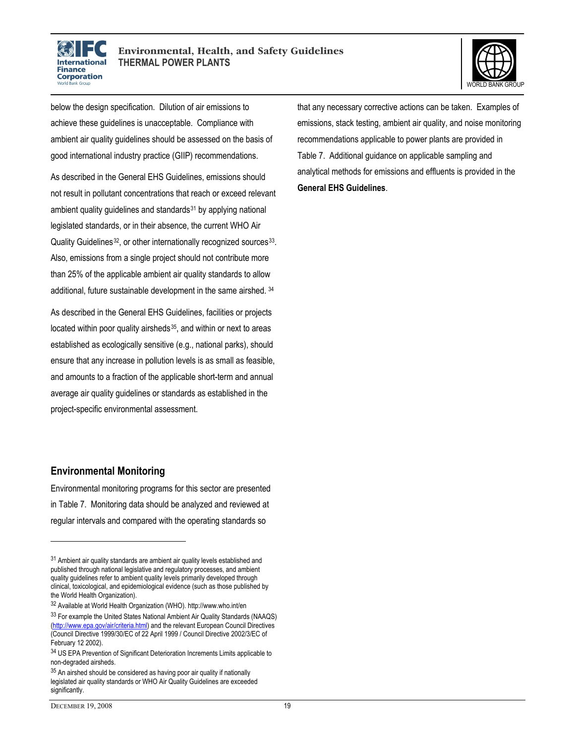below the design specification. Dilution of air emissions to achieve these guidelines is unacceptable. Compliance with ambient air quality guidelines should be assessed on the basis of good international industry practice (GIIP) recommendations.

As described in the General EHS Guidelines, emissions should not result in pollutant concentrations that reach or exceed relevant ambient quality guidelines and standards[31] by applying national legislated standards, or in their absence, the current WHO Air Quality Guidelines[32], or other internationally recognized sources[33]. Also, emissions from a single project should not contribute more than 25% of the applicable ambient air quality standards to allow additional, future sustainable development in the same airshed. [34]

As described in the General EHS Guidelines, facilities or projects located within poor quality airsheds[35], and within or next to areas established as ecologically sensitive (e.g., national parks), should ensure that any increase in pollution levels is as small as feasible, and amounts to a fraction of the applicable short-term and annual average air quality guidelines or standards as established in the project-specific environmental assessment.

## Environmental Monitoring

Environmental monitoring programs for this sector are presented in Table 7. Monitoring data should be analyzed and reviewed at regular intervals and compared with the operating standards so that any necessary corrective actions can be taken. Examples of emissions, stack testing, ambient air quality, and noise monitoring recommendations applicable to power plants are provided in Table 7. Additional guidance on applicable sampling and analytical methods for emissions and effluents is provided in the **General EHS Guidelines**.

---

[31] Ambient air quality standards are ambient air quality levels established and published through national legislative and regulatory processes, and ambient quality guidelines refer to ambient quality levels primarily developed through clinical, toxicological, and epidemiological evidence (such as those published by the World Health Organization).

[32] Available at World Health Organization (WHO). http://www.who.int/en

[33] For example the United States National Ambient Air Quality Standards (NAAQS) (http://www.epa.gov/air/criteria.html) and the relevant European Council Directives (Council Directive 1999/30/EC of 22 April 1999 / Council Directive 2002/3/EC of February 12 2002).

[34] US EPA Prevention of Significant Deterioration Increments Limits applicable to non-degraded airsheds.

[35] An airshed should be considered as having poor air quality if nationally legislated air quality standards or WHO Air Quality Guidelines are exceeded significantly.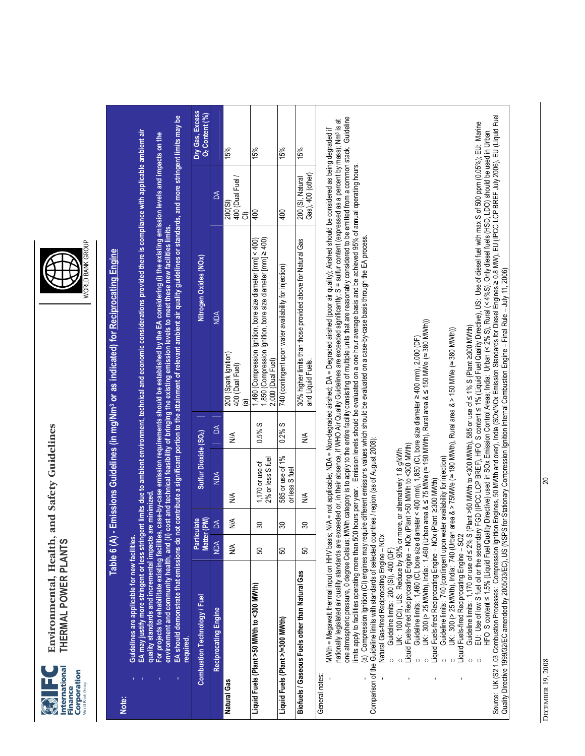## Table 6 (A) - Emissions Guidelines (in mg/Nm³ or as indicated) for Reciprocating Engine

**Note:**

- **Guidelines are applicable for new facilities.**
- **EA may justify more stringent or less stringent limits due to ambient environment, technical and economic considerations provided there is compliance with applicable ambient air quality standards and incremental impacts are minimized.**
- **For projects to rehabilitate existing facilities, case-by-case emission requirements should be established by the EA considering (i) the existing emission levels and impacts on the environment and community health, and (ii) cost and technical feasibility of bringing the existing emission levels to meet these new facilities limits.**
- **EA should demonstrate that emissions do not contribute a significant portion to the attainment of relevant ambient air quality guidelines or standards, and more stringent limits may be required.**

| Combustion Technology / Fuel | Particulate Matter (PM) | | Sulfur Dioxide ($SO_2$) | | Nitrogen Oxides (NOx) | | Dry Gas, Excess $O_2$ Content (%) |
|---|---|---|---|---|---|---|---|
| **Reciprocating Engine** | NDA | DA | NDA | DA | NDA | DA | |
| **Natural Gas** | N/A | N/A | N/A | N/A | 200 (Spark Ignition)<br>400 (Dual Fuel)<br>(a) | 200(SI)<br>400 (Dual Fuel / CI) | 15% |
| **Liquid Fuels (Plant >50 MWth to <300 MWth)** | 50 | 30 | 1,170 or use of 2% or less S fuel | 0.5% S | 1,460 (Compression Ignition, bore size diameter [mm] < 400)<br>1,850 (Compression Ignition, bore size diameter [mm] ≥ 400)<br>2,000 (Dual Fuel) | 400 | 15% |
| **Liquid Fuels (Plant >/=300 MWth)** | 50 | 30 | 585 or use of 1% or less S fuel | 0.2% S | 740 (contingent upon water availability for injection) | 400 | 15% |
| **Biofuels / Gaseous Fuels other than Natural Gas** | 50 | 30 | N/A | N/A | 30% higher limits than those provided above for Natural Gas and Liquid Fuels. | 200 (SI, Natural Gas), 400 (other) | 15% |

General notes:

- MWth = Megawatt thermal input on HHV basis; N/A = not applicable; NDA = Non-degraded airshed; DA = Degraded airshed (poor air quality); Airshed should be considered as being degraded if nationally legislated air quality standards are exceeded or, in their absence, if WHO Air Quality Guidelines are exceeded significantly; S = sulfur content (expressed as a percent by mass); Nm³ is at one atmospheric pressure, 0 degree Celsius; MWth category is to apply to the entire facility consisting of multiple units that are reasonably considered to be emitted from a common stack. Guideline limits apply to facilities operating more than 500 hours per year. Emission levels should be evaluated on a one hour average basis and be achieved 95% of annual operating hours.
- (a) Compression Ignition (CI) engines may require different emissions values which should be evaluated on a case-by-case basis through the EA process.

Comparison of the Guideline limits with standards of selected countries / region (as of August 2008):

- Natural Gas-fired Reciprocating Engine – NOx
  - Guideline limits: 200 (SI), 400 (DF)
  - UK: 100 (CI), US: Reduce by 90% or more, or alternatively 1.6 g/kWh
- Liquid Fuels-fired Reciprocating Engine – NOx (Plant >50 MWth to <300 MWth)
  - Guideline limits: 1,460 (CI, bore size diameter < 400 mm), 1,850 (CI, bore size diameter ≥ 400 mm), 2,000 (DF)
  - UK: 300 (> 25 MWth), India: 1,460 (Urban area & ≤ 75 MWe (≈ 190 MWth), Rural area & ≤ 150 MWe (≈ 380 MWth))
- Liquid Fuels-fired Reciprocating Engine – NOx (Plant ≥300 MWth)
  - Guideline limits: 740 (contingent upon water availability for injection)
  - UK: 300 (> 25 MWth), India: 740 (Urban area & > 75MWe (≈ 190 MWth), Rural area & > 150 MWe (≈ 380 MWth))
- Liquid Fuels-fired Reciprocating Engine – SO2
  - Guideline limits: 1,170 or use of ≤ 2% S (Plant >50 MWth to <300 MWth), 585 or use of ≤ 1% S (Plant ≥300 MWth)
  - EU: Use of low S fuel oil or the secondary FGD (IPCC LCP BREF), HFO S content ≤ 1% (Liquid Fuel Quality Directive), US: Use of diesel fuel with max S of 500 ppm (0.05%); EU: Marine HFO S content ≤ 1.5% (Liquid Fuel Quality Directive) used in SOx Emission Control Areas; India: Urban (< 2% S), Rural (< 4%S), Only diesel fuels (HSD, LDO) should be used in Urban

Source: UK (S2 1.03 Combustion Processes: Compression Ignition Engines, 50 MWth and over), India (SOx/NOx Emission Standards for Diesel Engines ≥ 0.8 MW), EU (IPCC LCP BREF July 2006), EU (Liquid Fuel Quality Directive 1999/32/EC amended by 2005/33/EC), US (NSPS for Stationary Compression Ignition Internal Combustion Engine – Final Rule – July 11, 2006)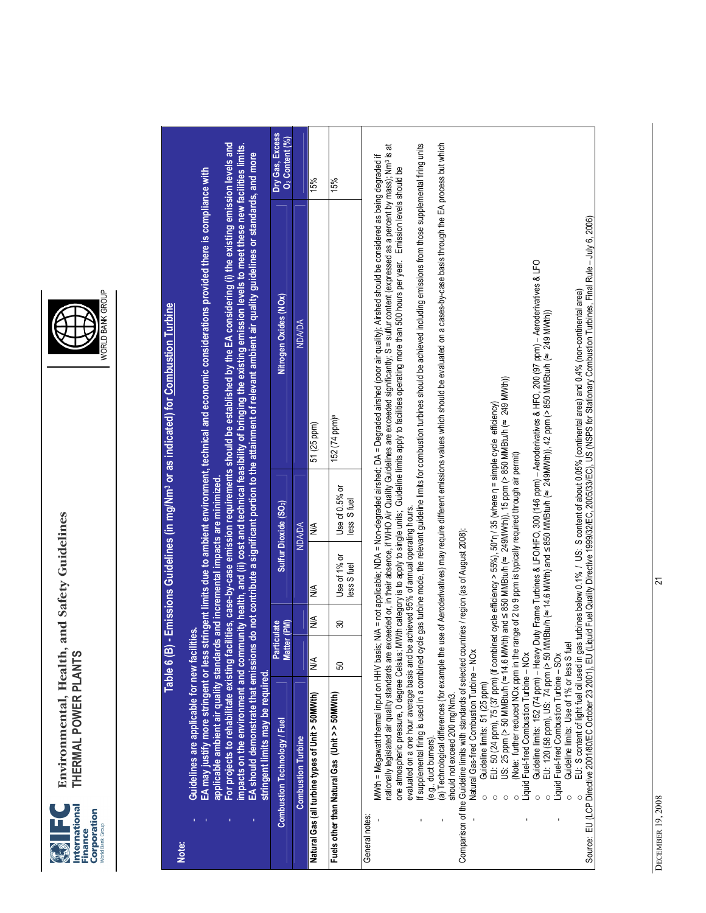## Table 6 (B) - Emissions Guidelines (in mg/Nm³ or as indicated) for Combustion Turbine

**Note:**

- Guidelines are applicable for new facilities.
- EA may justify more stringent or less stringent limits due to ambient environment, technical and economic considerations provided there is compliance with applicable ambient air quality standards and incremental impacts are minimized.
- For projects to rehabilitate existing facilities, case-by-case emission requirements should be established by the EA considering (i) the existing emission levels and impacts on the environment and community health, and (ii) cost and technical feasibility of bringing the existing emission levels to meet these new facilities limits.
- EA should demonstrate that emissions do not contribute a significant portion to the attainment of relevant ambient air quality guidelines or standards, and more stringent limits may be required.

| Combustion Technology / Fuel | Particulate Matter (PM) | | Sulfur Dioxide ($SO_2$) | | Nitrogen Oxides (NOx) | | Dry Gas, Excess $O_2$ Content (%) |
|---|---|---|---|---|---|---|---|
| **Combustion Turbine** | NDA | DA | NDA | DA | NDA | DA | |
| **Natural Gas (all turbine types of Unit > 50MWth)** | N/A | N/A | N/A | N/A | 51 (25 ppm) | | 15% |
| **Fuels other than Natural Gas (Unit > 50MWth)** | 50 | 30 | Use of 1% or less S fuel | Use of 0.5% or less S fuel | 152 (74 ppm)[a] | | 15% |

General notes:

- MWth = Megawatt thermal input on HHV basis; N/A = not applicable; NDA = Non-degraded airshed; DA = Degraded airshed (poor air quality); Airshed should be considered as being degraded if nationally legislated air quality standards are exceeded or, in their absence, if WHO Air Quality Guidelines are exceeded significantly; S = sulfur content (expressed as a percent by mass); Nm³ is at one atmospheric pressure, 0 degree Celsius; MWth category is to apply to single units; Guideline limits apply to facilities operating more than 500 hours per year. Emission levels should be evaluated on a one hour average basis and be achieved 95% of annual operating hours.
- If supplemental firing is used in a combined cycle gas turbine mode, the relevant guideline limits for combustion turbines should be achieved including emissions from those supplemental firing units (e.g., duct burners).
- (a) Technological differences (for example the use of Aeroderivatives) may require different emissions values which should be evaluated on a cases-by-case basis through the EA process but which should not exceed 200 mg/Nm3.

Comparison of the Guideline limits with standards of selected countries / region (as of August 2008):

- Natural Gas-fired Combustion Turbine – NOx
  - Guideline limits: 51 (25 ppm)
  - EU: 50 (24 ppm), 75 (37 ppm) (if combined cycle efficiency > 55%), 50*η / 35 (where η = simple cycle efficiency)
  - US: 25 ppm (> 50 MMBtu/h (≈ 14.6 MWth) and ≤ 850 MMBtu/h (≈ 249MWth)), 15 ppm (> 850 MMBtu/h (≈ 249 MWth))
  - (Note: further reduced NOx ppm in the range of 2 to 9 ppm is typically required through air permit)
- Liquid Fuel-fired Combustion Turbine – NOx
  - Guideline limits: 152 (74 ppm) – Heavy Duty Frame Turbines & LFO/HFO, 300 (146 ppm) – Aeroderivatives & HFO, 200 (97 ppm) – Aeroderivatives & LFO
  - EU: 120 (58 ppm), US: 74 ppm (> 50 MMBtu/h (≈ 14.6 MWth) and ≤ 850 MMBtu/h (≈ 249MWth)), 42 ppm (> 850 MMBtu/h (≈ 249 MWth))
- Liquid Fuel-fired Combustion Turbine – SOx
  - Guideline limits: Use of 1% or less S fuel
  - EU: S content of light fuel oil used in gas turbines below 0.1% / US: S content of about 0.05% (continental area) and 0.4% (non-continental area)

Source: EU (LCP Directive 2001/80/EC October 23 2001), EU (Liquid Fuel Quality Directive 1999/32/EC, 2005/33/EC), US (NSPS for Stationary Combustion Turbines, Final Rule – July 6, 2006)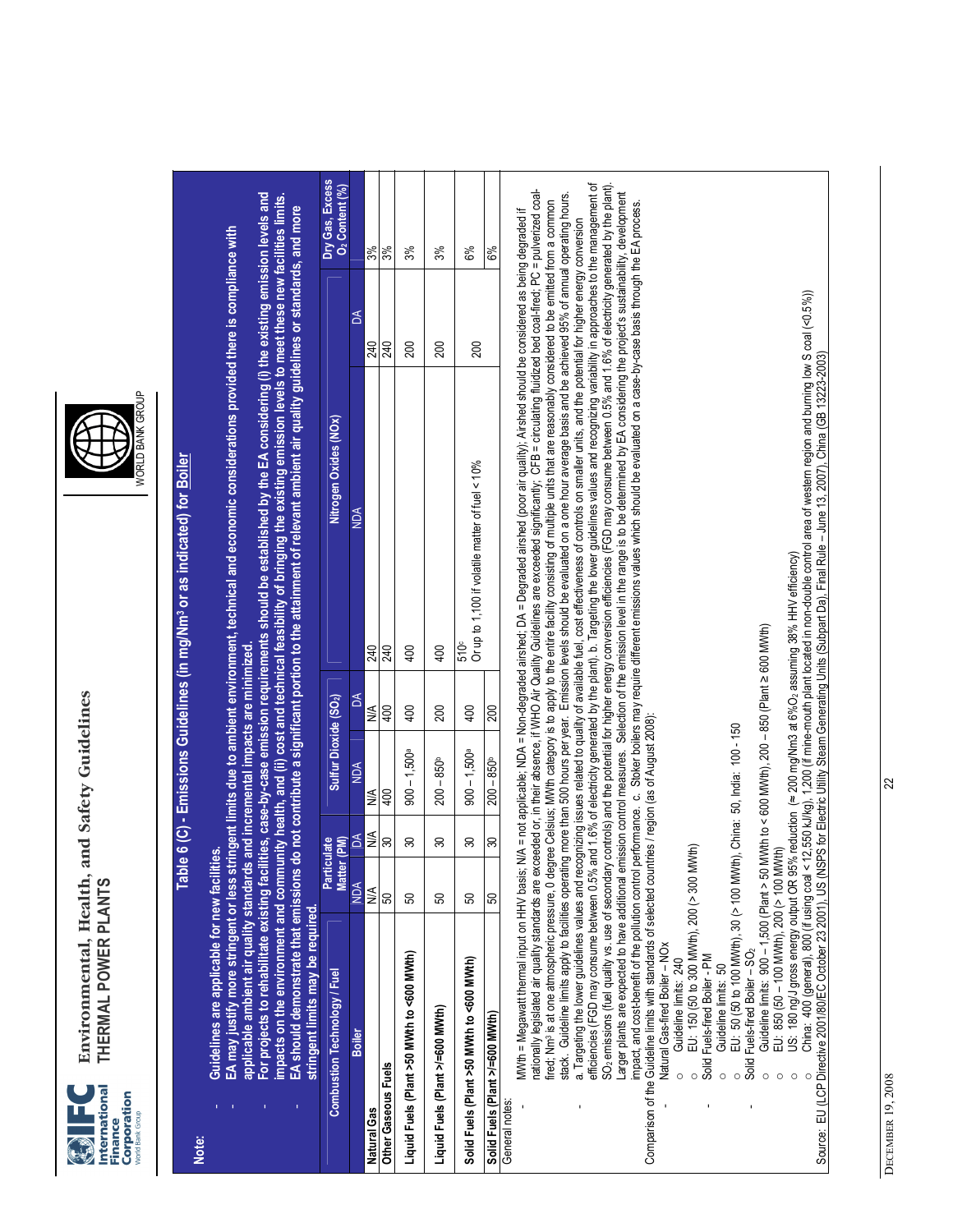## Table 6 (C) - Emissions Guidelines (in mg/Nm³ or as indicated) for Boiler

**Note:**

- **Guidelines are applicable for new facilities.**
- **EA may justify more stringent or less stringent limits due to ambient environment, technical and economic considerations provided there is compliance with applicable ambient air quality standards and incremental impacts are minimized.**
- **For projects to rehabilitate existing facilities, case-by-case emission requirements should be established by the EA considering (i) the existing emission levels and impacts on the environment and community health, and (ii) cost and technical feasibility of bringing the existing emission levels to meet these new facilities limits.**
- **EA should demonstrate that emissions do not contribute a significant portion to the attainment of relevant ambient air quality guidelines or standards, and more stringent limits may be required.**

| Combustion Technology / Fuel | Particulate Matter (PM) | | Sulfur Dioxide ($SO_2$) | | Nitrogen Oxides (NOx) | | Dry Gas, Excess $O_2$ Content (%) |
|---|---|---|---|---|---|---|---|
| **Boiler** | NDA | DA | NDA | DA | NDA | DA | |
| **Natural Gas** | N/A | N/A | N/A | N/A | 240 | 240 | 3% |
| **Other Gaseous Fuels** | 50 | 30 | 400 | 400 | 240 | 240 | 3% |
| **Liquid Fuels (Plant >50 MWth to <600 MWth)** | 50 | 30 | 900 – 1,500[a] | 400 | 400 | 200 | 3% |
| **Liquid Fuels (Plant >/=600 MWth)** | 50 | 30 | 200 – 850[b] | 200 | 400 | 200 | 3% |
| **Solid Fuels (Plant >50 MWth to <600 MWth)** | 50 | 30 | 900 – 1,500[a] | 400 | 510[c] Or up to 1,100 if volatile matter of fuel < 10% | 200 | 6% |
| **Solid Fuels (Plant >/=600 MWth)** | 50 | 30 | 200 – 850[b] | 200 | | | 6% |

General notes:

- MWth = Megawatt thermal input on HHV basis; N/A = not applicable; NDA = Non-degraded airshed; DA = Degraded airshed (poor air quality); Airshed should be considered as being degraded if nationally legislated air quality standards are exceeded or, in their absence, if WHO Air Quality Guidelines are exceeded significantly; CFB = circulating fluidized bed coal-fired; PC = pulverized coal-fired; Nm³ is at one atmospheric pressure, 0 degree Celsius; MWth category is to apply to the entire facility consisting of multiple units that are reasonably considered to be emitted from a common stack. Guideline limits apply to facilities operating more than 500 hours per year. Emission levels should be evaluated on a one hour average basis and be achieved 95% of annual operating hours.
- a. Targeting the lower guidelines values and recognizing issues related to quality of available fuel, cost effectiveness of controls on smaller units, and the potential for higher energy conversion efficiencies (FGD may consume between 0.5% and 1.6% of electricity generated by the plant). b. Targeting the lower guidelines values and recognizing variability in approaches to the management of $SO_2$ emissions (fuel quality vs. use of secondary controls) and the potential for higher energy conversion efficiencies (FGD may consume between 0.5% and 1.6% of electricity generated by the plant). Larger plants are expected to have additional emission control measures. Selection of the emission level in the range is to be determined by EA considering the project's sustainability, development impact, and cost-benefit of the pollution control performance. c. Stoker boilers may require different emissions values which should be evaluated on a case-by-case basis through the EA process.

Comparison of the Guideline limits with standards of selected countries / region (as of August 2008):

- Natural Gas-fired Boiler – NOx
  - Guideline limits: 240
  - EU: 150 (50 to 300 MWth), 200 (> 300 MWth)
- Solid Fuels-fired Boiler - PM
  - Guideline limits: 50
  - EU: 50 (50 to 100 MWth), 30 (> 100 MWth), China: 50, India: 100 - 150
- Solid Fuels-fired Boiler – $SO_2$
  - Guideline limits: 900 – 1,500 (Plant > 50 MWth to < 600 MWth), 200 – 850 (Plant ≥ 600 MWth)
  - EU: 850 (50 – 100 MWth), 200 (> 100 MWth)
  - US: 180 ng/J gross energy output OR 95% reduction (≈ 200 mg/Nm3 at 6%$O_2$ assuming 38% HHV efficiency)
  - China: 400 (general), 800 (if using coal < 12,550 kJ/kg), 1,200 (if mine-mouth plant located in non-double control area of western region and burning low S coal (<0.5%))

Source: EU (LCP Directive 2001/80/EC October 23 2001), US (NSPS for Electric Utility Steam Generating Units (Subpart Da), Final Rule – June 13, 2007), China (GB 13223-2003)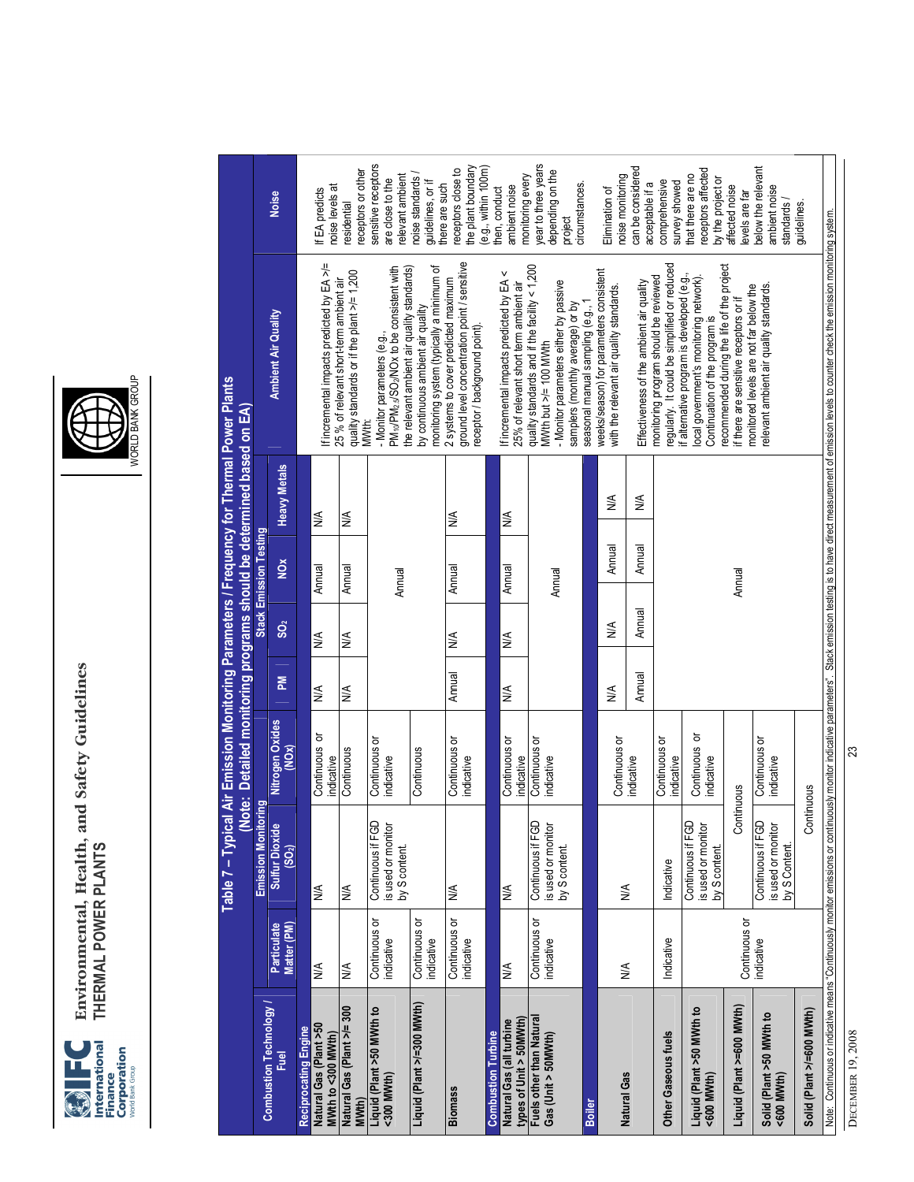**Table 7 – Typical Air Emission Monitoring Parameters / Frequency for Thermal Power Plants**
**(Note: Detailed monitoring programs should be determined based on EA)**

| Combustion Technology / Fuel | Emission Monitoring | | | Stack Emission Testing | | | | Ambient Air Quality | Noise |
|---|---|---|---|---|---|---|---|---|---|
| | Particulate Matter (PM) | Sulfur Dioxide ($SO_2$) | Nitrogen Oxides (NOx) | PM | $SO_2$ | NOx | Heavy Metals | | |
| **Reciprocating Engine** | | | | | | | | | |
| Natural Gas (Plant >50 MWth to <300 MWth) | N/A | N/A | Continuous or indicative | N/A | N/A | Annual | N/A | If incremental impacts predicted by EA >/= 25 % of relevant short-term ambient air quality standards or if the plant >/= 1,200 MWth:<br>- Monitor parameters (e.g., $PM_{10}$/$PM_{2.5}$/$SO_2$/NOx to be consistent with the relevant ambient air quality standards) by continuous ambient air quality monitoring system (typically a minimum of 2 systems to cover predicted maximum ground level concentration point / sensitive receptor / background point).<br>If incremental impacts predicted by EA < 25% of relevant short term ambient air quality standards and if the facility < 1,200 MWth but >/= 100 MWth<br>- Monitor parameters either by passive samplers (monthly average) or by seasonal manual sampling (e.g., 1 weeks/season) for parameters consistent with the relevant air quality standards.<br>Effectiveness of the ambient air quality monitoring program should be reviewed regularly. It could be simplified or reduced if alternative program is developed (e.g., local government's monitoring network). Continuation of the program is recommended during the life of the project if there are sensitive receptors or if monitored levels are not far below the relevant ambient air quality standards. | If EA predicts noise levels at residential receptors or other sensitive receptors are close to the relevant ambient noise standards / guidelines, or if there are such receptors close to the plant boundary (e.g., within 100m) then, conduct ambient noise monitoring every year to three years depending on the project circumstances.<br>Elimination of noise monitoring can be considered acceptable if a comprehensive survey showed that there are no receptors affected by the project or affected noise levels are far below the relevant ambient noise standards / guidelines. |
| Natural Gas (Plant >/= 300 MWth) | N/A | N/A | Continuous | N/A | N/A | Annual | N/A | | |
| Liquid (Plant >50 MWth to <300 MWth) | Continuous or indicative | Continuous if FGD is used or monitor by S content. | Continuous or indicative | Annual | Annual | Annual | Annual | | |
| Liquid (Plant >/=300 MWth) | Continuous or indicative | | Continuous | | | | | | |
| Biomass | Continuous or indicative | N/A | Continuous or indicative | Annual | N/A | Annual | N/A | | |
| **Combustion Turbine** | | | | | | | | | |
| Natural Gas (all turbine types of Unit > 50MWth) | N/A | N/A | Continuous or indicative | N/A | N/A | Annual | N/A | | |
| Fuels other than Natural Gas (Unit > 50MWth) | Continuous or indicative | Continuous if FGD is used or monitor by S content. | Continuous or indicative | Annual | Annual | Annual | Annual | | |
| **Boiler** | | | | | | | | | |
| Natural Gas | N/A | N/A | Continuous or indicative | N/A | N/A | Annual | N/A | | |
| Other Gaseous fuels | Indicative | Indicative | Continuous or indicative | Annual | Annual | Annual | N/A | | |
| Liquid (Plant >50 MWth to <600 MWth) | Continuous or indicative | Continuous if FGD is used or monitor by S content. | Continuous or indicative | Annual | Annual | Annual | Annual | | |
| Liquid (Plant >=600 MWth) | Continuous or indicative | Continuous | Continuous | Annual | Annual | Annual | Annual | | |
| Solid (Plant >50 MWth to <600 MWth) | Continuous or indicative | Continuous if FGD is used or monitor by S content. | Continuous or indicative | Annual | Annual | Annual | Annual | | |
| Solid (Plant >/=600 MWth) | Continuous | Continuous | Continuous | Annual | Annual | Annual | Annual | | |

Note: Continuous or indicative means "Continuously monitor emissions or continuously monitor indicative parameters". Stack emission testing is to have direct measurement of emission levels to counter check the emission monitoring system.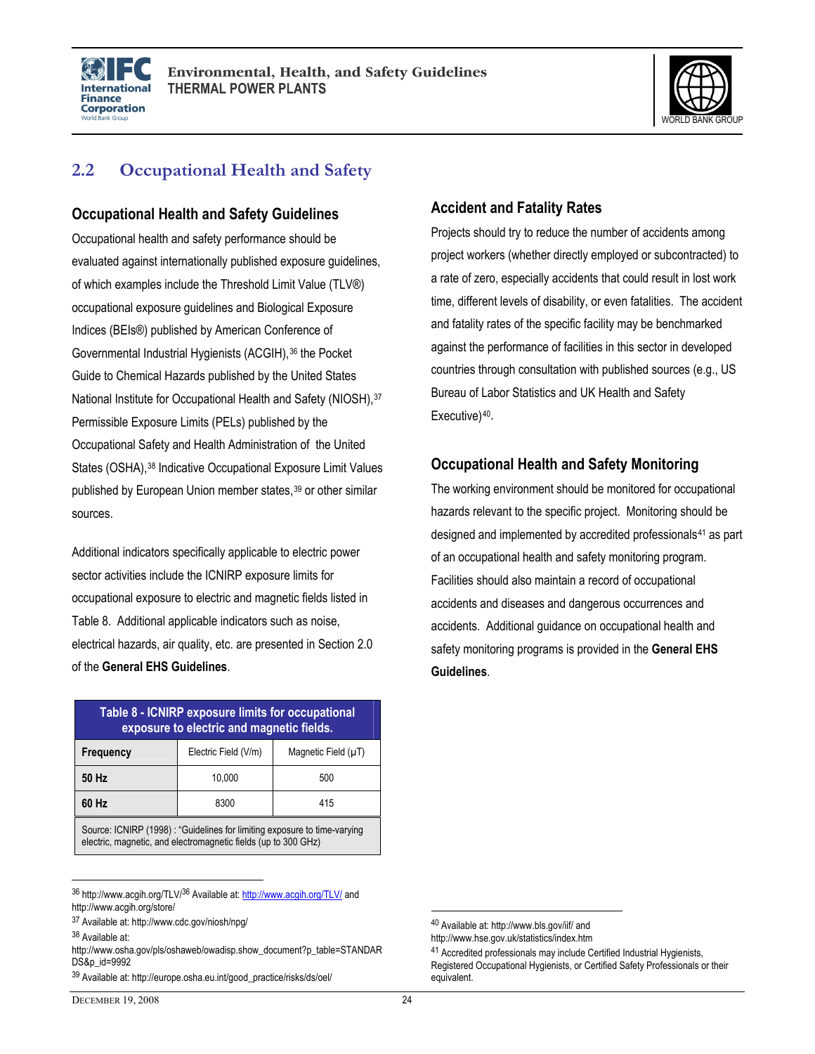## 2.2 Occupational Health and Safety

### Occupational Health and Safety Guidelines

Occupational health and safety performance should be evaluated against internationally published exposure guidelines, of which examples include the Threshold Limit Value (TLV®) occupational exposure guidelines and Biological Exposure Indices (BEIs®) published by American Conference of Governmental Industrial Hygienists (ACGIH),[36] the Pocket Guide to Chemical Hazards published by the United States National Institute for Occupational Health and Safety (NIOSH),[37] Permissible Exposure Limits (PELs) published by the Occupational Safety and Health Administration of the United States (OSHA),[38] Indicative Occupational Exposure Limit Values published by European Union member states,[39] or other similar sources.

Additional indicators specifically applicable to electric power sector activities include the ICNIRP exposure limits for occupational exposure to electric and magnetic fields listed in Table 8. Additional applicable indicators such as noise, electrical hazards, air quality, etc. are presented in Section 2.0 of the **General EHS Guidelines**.

| Table 8 - ICNIRP exposure limits for occupational exposure to electric and magnetic fields. | | |
|---|---|---|
| **Frequency** | Electric Field (V/m) | Magnetic Field (µT) |
| **50 Hz** | 10,000 | 500 |
| **60 Hz** | 8300 | 415 |
| Source: ICNIRP (1998) : "Guidelines for limiting exposure to time-varying electric, magnetic, and electromagnetic fields (up to 300 GHz) | | |

### Accident and Fatality Rates

Projects should try to reduce the number of accidents among project workers (whether directly employed or subcontracted) to a rate of zero, especially accidents that could result in lost work time, different levels of disability, or even fatalities. The accident and fatality rates of the specific facility may be benchmarked against the performance of facilities in this sector in developed countries through consultation with published sources (e.g., US Bureau of Labor Statistics and UK Health and Safety Executive)[40].

### Occupational Health and Safety Monitoring

The working environment should be monitored for occupational hazards relevant to the specific project. Monitoring should be designed and implemented by accredited professionals[41] as part of an occupational health and safety monitoring program. Facilities should also maintain a record of occupational accidents and diseases and dangerous occurrences and accidents. Additional guidance on occupational health and safety monitoring programs is provided in the **General EHS Guidelines**.

---

[36] http://www.acgih.org/TLV/[36] Available at: http://www.acgih.org/TLV/ and http://www.acgih.org/store/

[37] Available at: http://www.cdc.gov/niosh/npg/

[38] Available at: http://www.osha.gov/pls/oshaweb/owadisp.show_document?p_table=STANDARDS&p_id=9992

[39] Available at: http://europe.osha.eu.int/good_practice/risks/ds/oel/

[40] Available at: http://www.bls.gov/iif/ and http://www.hse.gov.uk/statistics/index.htm

[41] Accredited professionals may include Certified Industrial Hygienists, Registered Occupational Hygienists, or Certified Safety Professionals or their equivalent.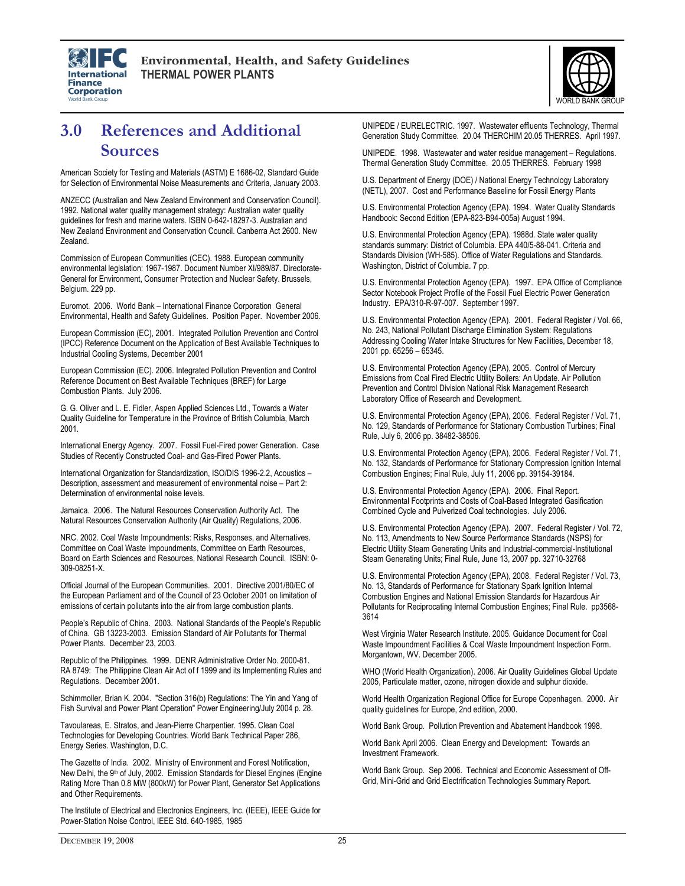# 3.0 References and Additional Sources

American Society for Testing and Materials (ASTM) E 1686-02, Standard Guide for Selection of Environmental Noise Measurements and Criteria, January 2003.

ANZECC (Australian and New Zealand Environment and Conservation Council). 1992. National water quality management strategy: Australian water quality guidelines for fresh and marine waters. ISBN 0-642-18297-3. Australian and New Zealand Environment and Conservation Council. Canberra Act 2600. New Zealand.

Commission of European Communities (CEC). 1988. European community environmental legislation: 1967-1987. Document Number XI/989/87. Directorate-General for Environment, Consumer Protection and Nuclear Safety. Brussels, Belgium. 229 pp.

Euromot. 2006. World Bank – International Finance Corporation General Environmental, Health and Safety Guidelines. Position Paper. November 2006.

European Commission (EC), 2001. Integrated Pollution Prevention and Control (IPCC) Reference Document on the Application of Best Available Techniques to Industrial Cooling Systems, December 2001

European Commission (EC). 2006. Integrated Pollution Prevention and Control Reference Document on Best Available Techniques (BREF) for Large Combustion Plants. July 2006.

G. G. Oliver and L. E. Fidler, Aspen Applied Sciences Ltd., Towards a Water Quality Guideline for Temperature in the Province of British Columbia, March 2001.

International Energy Agency. 2007. Fossil Fuel-Fired power Generation. Case Studies of Recently Constructed Coal- and Gas-Fired Power Plants.

International Organization for Standardization, ISO/DIS 1996-2.2, Acoustics – Description, assessment and measurement of environmental noise – Part 2: Determination of environmental noise levels.

Jamaica. 2006. The Natural Resources Conservation Authority Act. The Natural Resources Conservation Authority (Air Quality) Regulations, 2006.

NRC. 2002. Coal Waste Impoundments: Risks, Responses, and Alternatives. Committee on Coal Waste Impoundments, Committee on Earth Resources, Board on Earth Sciences and Resources, National Research Council. ISBN: 0-309-08251-X.

Official Journal of the European Communities. 2001. Directive 2001/80/EC of the European Parliament and of the Council of 23 October 2001 on limitation of emissions of certain pollutants into the air from large combustion plants.

People's Republic of China. 2003. National Standards of the People's Republic of China. GB 13223-2003. Emission Standard of Air Pollutants for Thermal Power Plants. December 23, 2003.

Republic of the Philippines. 1999. DENR Administrative Order No. 2000-81. RA 8749: The Philippine Clean Air Act of f 1999 and its Implementing Rules and Regulations. December 2001.

Schimmoller, Brian K. 2004. "Section 316(b) Regulations: The Yin and Yang of Fish Survival and Power Plant Operation" Power Engineering/July 2004 p. 28.

Tavoulareas, E. Stratos, and Jean-Pierre Charpentier. 1995. Clean Coal Technologies for Developing Countries. World Bank Technical Paper 286, Energy Series. Washington, D.C.

The Gazette of India. 2002. Ministry of Environment and Forest Notification, New Delhi, the 9th of July, 2002. Emission Standards for Diesel Engines (Engine Rating More Than 0.8 MW (800kW) for Power Plant, Generator Set Applications and Other Requirements.

The Institute of Electrical and Electronics Engineers, Inc. (IEEE), IEEE Guide for Power-Station Noise Control, IEEE Std. 640-1985, 1985

UNIPEDE / EURELECTRIC. 1997. Wastewater effluents Technology, Thermal Generation Study Committee. 20.04 THERCHIM 20.05 THERRES. April 1997.

UNIPEDE. 1998. Wastewater and water residue management – Regulations. Thermal Generation Study Committee. 20.05 THERRES. February 1998

U.S. Department of Energy (DOE) / National Energy Technology Laboratory (NETL), 2007. Cost and Performance Baseline for Fossil Energy Plants

U.S. Environmental Protection Agency (EPA). 1994. Water Quality Standards Handbook: Second Edition (EPA-823-B94-005a) August 1994.

U.S. Environmental Protection Agency (EPA). 1988d. State water quality standards summary: District of Columbia. EPA 440/5-88-041. Criteria and Standards Division (WH-585). Office of Water Regulations and Standards. Washington, District of Columbia. 7 pp.

U.S. Environmental Protection Agency (EPA). 1997. EPA Office of Compliance Sector Notebook Project Profile of the Fossil Fuel Electric Power Generation Industry. EPA/310-R-97-007. September 1997.

U.S. Environmental Protection Agency (EPA). 2001. Federal Register / Vol. 66, No. 243, National Pollutant Discharge Elimination System: Regulations Addressing Cooling Water Intake Structures for New Facilities, December 18, 2001 pp. 65256 – 65345.

U.S. Environmental Protection Agency (EPA), 2005. Control of Mercury Emissions from Coal Fired Electric Utility Boilers: An Update. Air Pollution Prevention and Control Division National Risk Management Research Laboratory Office of Research and Development.

U.S. Environmental Protection Agency (EPA), 2006. Federal Register / Vol. 71, No. 129, Standards of Performance for Stationary Combustion Turbines; Final Rule, July 6, 2006 pp. 38482-38506.

U.S. Environmental Protection Agency (EPA), 2006. Federal Register / Vol. 71, No. 132, Standards of Performance for Stationary Compression Ignition Internal Combustion Engines; Final Rule, July 11, 2006 pp. 39154-39184.

U.S. Environmental Protection Agency (EPA). 2006. Final Report. Environmental Footprints and Costs of Coal-Based Integrated Gasification Combined Cycle and Pulverized Coal technologies. July 2006.

U.S. Environmental Protection Agency (EPA). 2007. Federal Register / Vol. 72, No. 113, Amendments to New Source Performance Standards (NSPS) for Electric Utility Steam Generating Units and Industrial-commercial-Institutional Steam Generating Units; Final Rule, June 13, 2007 pp. 32710-32768

U.S. Environmental Protection Agency (EPA), 2008. Federal Register / Vol. 73, No. 13, Standards of Performance for Stationary Spark Ignition Internal Combustion Engines and National Emission Standards for Hazardous Air Pollutants for Reciprocating Internal Combustion Engines; Final Rule. pp3568-3614

West Virginia Water Research Institute. 2005. Guidance Document for Coal Waste Impoundment Facilities & Coal Waste Impoundment Inspection Form. Morgantown, WV. December 2005.

WHO (World Health Organization). 2006. Air Quality Guidelines Global Update 2005, Particulate matter, ozone, nitrogen dioxide and sulphur dioxide.

World Health Organization Regional Office for Europe Copenhagen. 2000. Air quality guidelines for Europe, 2nd edition, 2000.

World Bank Group. Pollution Prevention and Abatement Handbook 1998.

World Bank April 2006. Clean Energy and Development: Towards an Investment Framework.

World Bank Group. Sep 2006. Technical and Economic Assessment of Off-Grid, Mini-Grid and Grid Electrification Technologies Summary Report.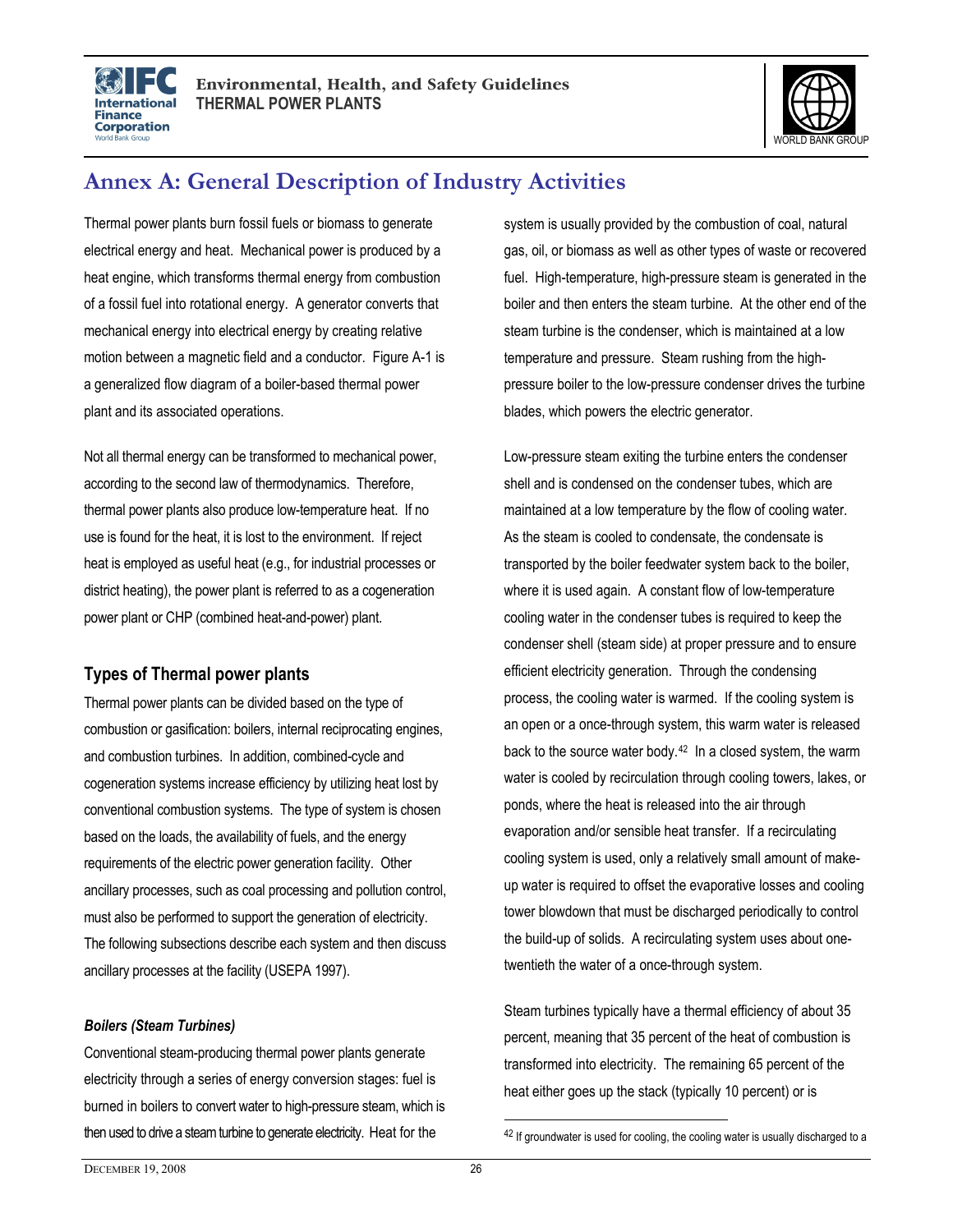# Annex A: General Description of Industry Activities

Thermal power plants burn fossil fuels or biomass to generate electrical energy and heat. Mechanical power is produced by a heat engine, which transforms thermal energy from combustion of a fossil fuel into rotational energy. A generator converts that mechanical energy into electrical energy by creating relative motion between a magnetic field and a conductor. Figure A-1 is a generalized flow diagram of a boiler-based thermal power plant and its associated operations.

Not all thermal energy can be transformed to mechanical power, according to the second law of thermodynamics. Therefore, thermal power plants also produce low-temperature heat. If no use is found for the heat, it is lost to the environment. If reject heat is employed as useful heat (e.g., for industrial processes or district heating), the power plant is referred to as a cogeneration power plant or CHP (combined heat-and-power) plant.

## Types of Thermal power plants

Thermal power plants can be divided based on the type of combustion or gasification: boilers, internal reciprocating engines, and combustion turbines. In addition, combined-cycle and cogeneration systems increase efficiency by utilizing heat lost by conventional combustion systems. The type of system is chosen based on the loads, the availability of fuels, and the energy requirements of the electric power generation facility. Other ancillary processes, such as coal processing and pollution control, must also be performed to support the generation of electricity. The following subsections describe each system and then discuss ancillary processes at the facility (USEPA 1997).

### *Boilers (Steam Turbines)*

Conventional steam-producing thermal power plants generate electricity through a series of energy conversion stages: fuel is burned in boilers to convert water to high-pressure steam, which is then used to drive a steam turbine to generate electricity. Heat for the system is usually provided by the combustion of coal, natural gas, oil, or biomass as well as other types of waste or recovered fuel. High-temperature, high-pressure steam is generated in the boiler and then enters the steam turbine. At the other end of the steam turbine is the condenser, which is maintained at a low temperature and pressure. Steam rushing from the high-pressure boiler to the low-pressure condenser drives the turbine blades, which powers the electric generator.

Low-pressure steam exiting the turbine enters the condenser shell and is condensed on the condenser tubes, which are maintained at a low temperature by the flow of cooling water. As the steam is cooled to condensate, the condensate is transported by the boiler feedwater system back to the boiler, where it is used again. A constant flow of low-temperature cooling water in the condenser tubes is required to keep the condenser shell (steam side) at proper pressure and to ensure efficient electricity generation. Through the condensing process, the cooling water is warmed. If the cooling system is an open or a once-through system, this warm water is released back to the source water body.[42] In a closed system, the warm water is cooled by recirculation through cooling towers, lakes, or ponds, where the heat is released into the air through evaporation and/or sensible heat transfer. If a recirculating cooling system is used, only a relatively small amount of make-up water is required to offset the evaporative losses and cooling tower blowdown that must be discharged periodically to control the build-up of solids. A recirculating system uses about one-twentieth the water of a once-through system.

Steam turbines typically have a thermal efficiency of about 35 percent, meaning that 35 percent of the heat of combustion is transformed into electricity. The remaining 65 percent of the heat either goes up the stack (typically 10 percent) or is

---

[42] If groundwater is used for cooling, the cooling water is usually discharged to a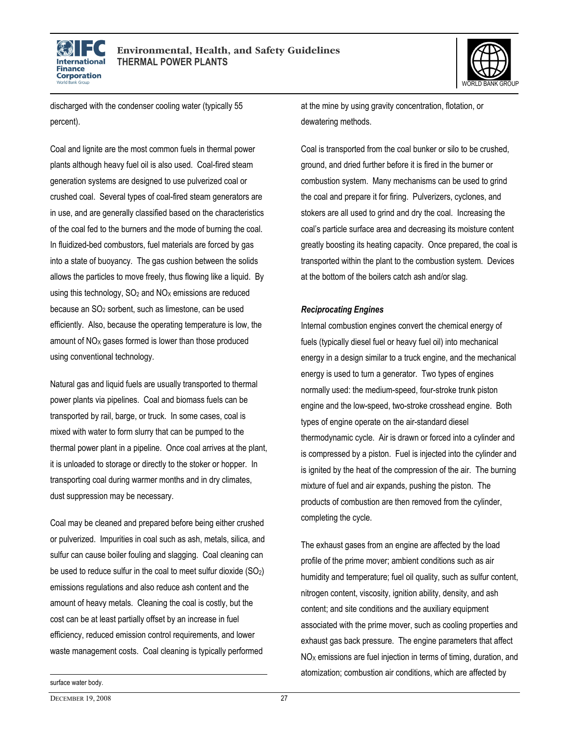discharged with the condenser cooling water (typically 55 percent).

Coal and lignite are the most common fuels in thermal power plants although heavy fuel oil is also used. Coal-fired steam generation systems are designed to use pulverized coal or crushed coal. Several types of coal-fired steam generators are in use, and are generally classified based on the characteristics of the coal fed to the burners and the mode of burning the coal. In fluidized-bed combustors, fuel materials are forced by gas into a state of buoyancy. The gas cushion between the solids allows the particles to move freely, thus flowing like a liquid. By using this technology, $SO_2$ and $NO_X$ emissions are reduced because an $SO_2$ sorbent, such as limestone, can be used efficiently. Also, because the operating temperature is low, the amount of $NO_X$ gases formed is lower than those produced using conventional technology.

Natural gas and liquid fuels are usually transported to thermal power plants via pipelines. Coal and biomass fuels can be transported by rail, barge, or truck. In some cases, coal is mixed with water to form slurry that can be pumped to the thermal power plant in a pipeline. Once coal arrives at the plant, it is unloaded to storage or directly to the stoker or hopper. In transporting coal during warmer months and in dry climates, dust suppression may be necessary.

Coal may be cleaned and prepared before being either crushed or pulverized. Impurities in coal such as ash, metals, silica, and sulfur can cause boiler fouling and slagging. Coal cleaning can be used to reduce sulfur in the coal to meet sulfur dioxide ($SO_2$) emissions regulations and also reduce ash content and the amount of heavy metals. Cleaning the coal is costly, but the cost can be at least partially offset by an increase in fuel efficiency, reduced emission control requirements, and lower waste management costs. Coal cleaning is typically performed at the mine by using gravity concentration, flotation, or dewatering methods.

Coal is transported from the coal bunker or silo to be crushed, ground, and dried further before it is fired in the burner or combustion system. Many mechanisms can be used to grind the coal and prepare it for firing. Pulverizers, cyclones, and stokers are all used to grind and dry the coal. Increasing the coal's particle surface area and decreasing its moisture content greatly boosting its heating capacity. Once prepared, the coal is transported within the plant to the combustion system. Devices at the bottom of the boilers catch ash and/or slag.

***Reciprocating Engines***

Internal combustion engines convert the chemical energy of fuels (typically diesel fuel or heavy fuel oil) into mechanical energy in a design similar to a truck engine, and the mechanical energy is used to turn a generator. Two types of engines normally used: the medium-speed, four-stroke trunk piston engine and the low-speed, two-stroke crosshead engine. Both types of engine operate on the air-standard diesel thermodynamic cycle. Air is drawn or forced into a cylinder and is compressed by a piston. Fuel is injected into the cylinder and is ignited by the heat of the compression of the air. The burning mixture of fuel and air expands, pushing the piston. The products of combustion are then removed from the cylinder, completing the cycle.

The exhaust gases from an engine are affected by the load profile of the prime mover; ambient conditions such as air humidity and temperature; fuel oil quality, such as sulfur content, nitrogen content, viscosity, ignition ability, density, and ash content; and site conditions and the auxiliary equipment associated with the prime mover, such as cooling properties and exhaust gas back pressure. The engine parameters that affect $NO_X$ emissions are fuel injection in terms of timing, duration, and atomization; combustion air conditions, which are affected by

surface water body.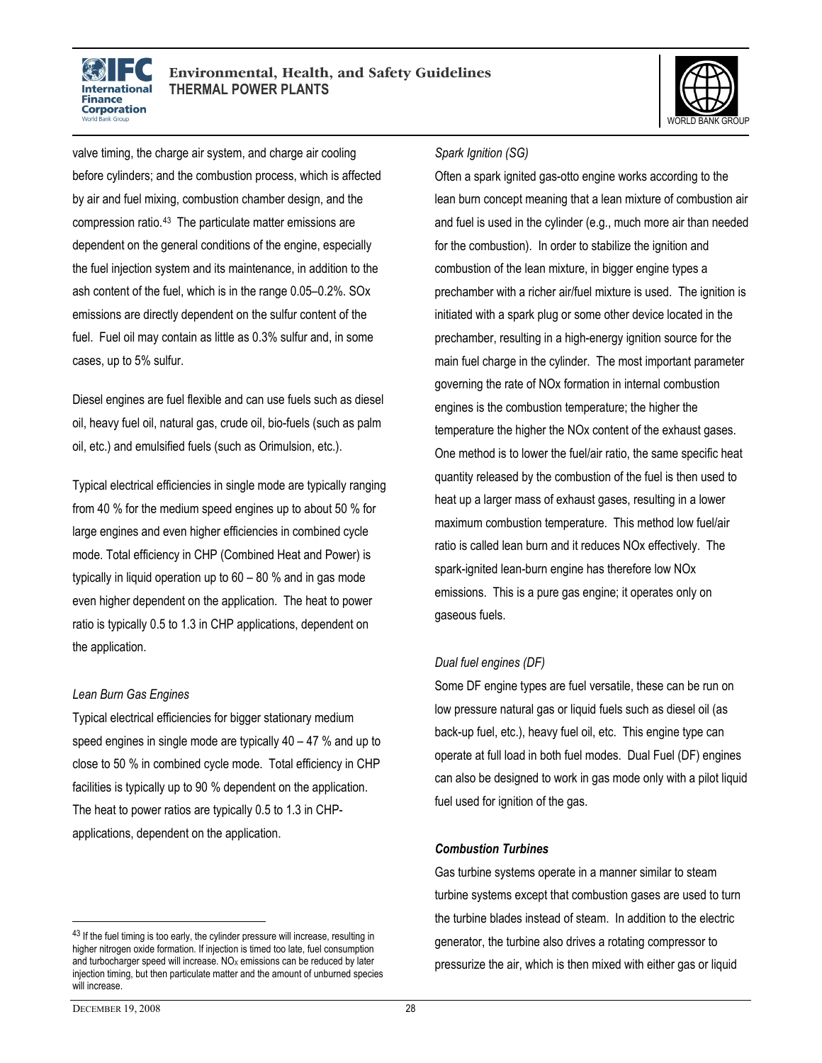valve timing, the charge air system, and charge air cooling before cylinders; and the combustion process, which is affected by air and fuel mixing, combustion chamber design, and the compression ratio.[43] The particulate matter emissions are dependent on the general conditions of the engine, especially the fuel injection system and its maintenance, in addition to the ash content of the fuel, which is in the range 0.05–0.2%. SOx emissions are directly dependent on the sulfur content of the fuel. Fuel oil may contain as little as 0.3% sulfur and, in some cases, up to 5% sulfur.

Diesel engines are fuel flexible and can use fuels such as diesel oil, heavy fuel oil, natural gas, crude oil, bio-fuels (such as palm oil, etc.) and emulsified fuels (such as Orimulsion, etc.).

Typical electrical efficiencies in single mode are typically ranging from 40 % for the medium speed engines up to about 50 % for large engines and even higher efficiencies in combined cycle mode. Total efficiency in CHP (Combined Heat and Power) is typically in liquid operation up to 60 – 80 % and in gas mode even higher dependent on the application. The heat to power ratio is typically 0.5 to 1.3 in CHP applications, dependent on the application.

*Lean Burn Gas Engines*

Typical electrical efficiencies for bigger stationary medium speed engines in single mode are typically 40 – 47 % and up to close to 50 % in combined cycle mode. Total efficiency in CHP facilities is typically up to 90 % dependent on the application. The heat to power ratios are typically 0.5 to 1.3 in CHP-applications, dependent on the application.

*Spark Ignition (SG)*

Often a spark ignited gas-otto engine works according to the lean burn concept meaning that a lean mixture of combustion air and fuel is used in the cylinder (e.g., much more air than needed for the combustion). In order to stabilize the ignition and combustion of the lean mixture, in bigger engine types a prechamber with a richer air/fuel mixture is used. The ignition is initiated with a spark plug or some other device located in the prechamber, resulting in a high-energy ignition source for the main fuel charge in the cylinder. The most important parameter governing the rate of NOx formation in internal combustion engines is the combustion temperature; the higher the temperature the higher the NOx content of the exhaust gases. One method is to lower the fuel/air ratio, the same specific heat quantity released by the combustion of the fuel is then used to heat up a larger mass of exhaust gases, resulting in a lower maximum combustion temperature. This method low fuel/air ratio is called lean burn and it reduces NOx effectively. The spark-ignited lean-burn engine has therefore low NOx emissions. This is a pure gas engine; it operates only on gaseous fuels.

*Dual fuel engines (DF)*

Some DF engine types are fuel versatile, these can be run on low pressure natural gas or liquid fuels such as diesel oil (as back-up fuel, etc.), heavy fuel oil, etc. This engine type can operate at full load in both fuel modes. Dual Fuel (DF) engines can also be designed to work in gas mode only with a pilot liquid fuel used for ignition of the gas.

***Combustion Turbines***

Gas turbine systems operate in a manner similar to steam turbine systems except that combustion gases are used to turn the turbine blades instead of steam. In addition to the electric generator, the turbine also drives a rotating compressor to pressurize the air, which is then mixed with either gas or liquid

---

[43] If the fuel timing is too early, the cylinder pressure will increase, resulting in higher nitrogen oxide formation. If injection is timed too late, fuel consumption and turbocharger speed will increase. $NO_X$ emissions can be reduced by later injection timing, but then particulate matter and the amount of unburned species will increase.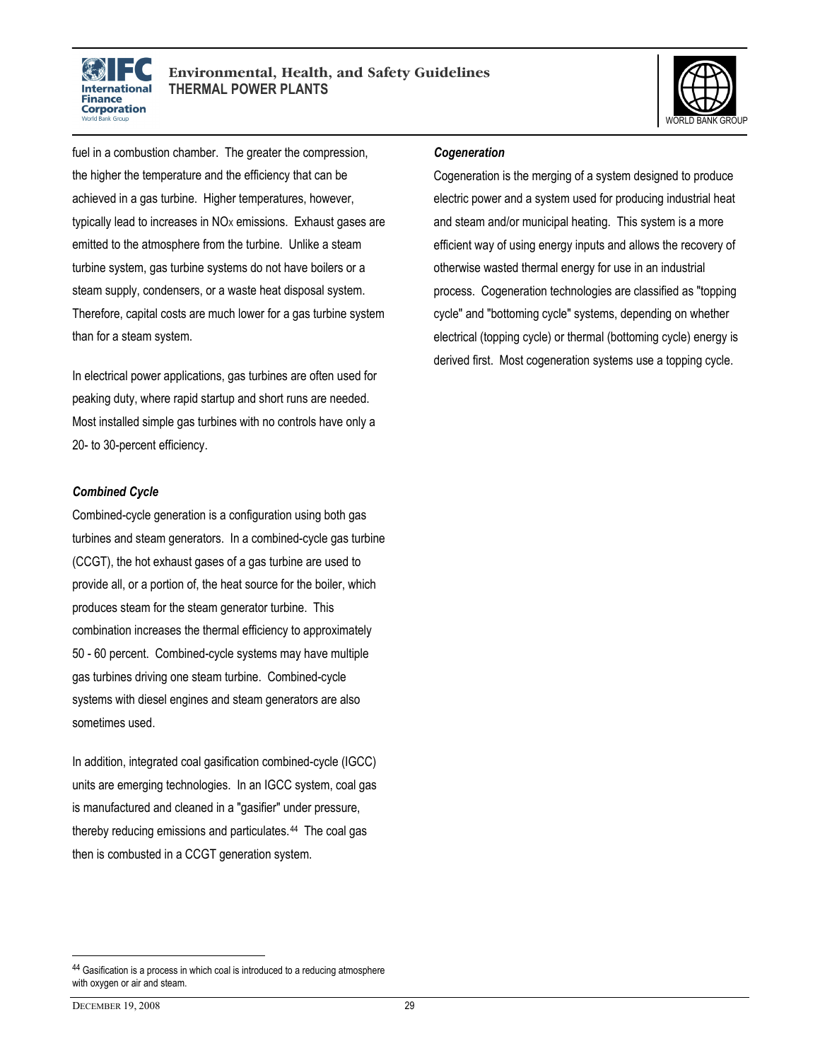fuel in a combustion chamber. The greater the compression, the higher the temperature and the efficiency that can be achieved in a gas turbine. Higher temperatures, however, typically lead to increases in $NO_X$ emissions. Exhaust gases are emitted to the atmosphere from the turbine. Unlike a steam turbine system, gas turbine systems do not have boilers or a steam supply, condensers, or a waste heat disposal system. Therefore, capital costs are much lower for a gas turbine system than for a steam system.

In electrical power applications, gas turbines are often used for peaking duty, where rapid startup and short runs are needed. Most installed simple gas turbines with no controls have only a 20- to 30-percent efficiency.

***Combined Cycle***

Combined-cycle generation is a configuration using both gas turbines and steam generators. In a combined-cycle gas turbine (CCGT), the hot exhaust gases of a gas turbine are used to provide all, or a portion of, the heat source for the boiler, which produces steam for the steam generator turbine. This combination increases the thermal efficiency to approximately 50 - 60 percent. Combined-cycle systems may have multiple gas turbines driving one steam turbine. Combined-cycle systems with diesel engines and steam generators are also sometimes used.

In addition, integrated coal gasification combined-cycle (IGCC) units are emerging technologies. In an IGCC system, coal gas is manufactured and cleaned in a "gasifier" under pressure, thereby reducing emissions and particulates.[44] The coal gas then is combusted in a CCGT generation system.

***Cogeneration***

Cogeneration is the merging of a system designed to produce electric power and a system used for producing industrial heat and steam and/or municipal heating. This system is a more efficient way of using energy inputs and allows the recovery of otherwise wasted thermal energy for use in an industrial process. Cogeneration technologies are classified as "topping cycle" and "bottoming cycle" systems, depending on whether electrical (topping cycle) or thermal (bottoming cycle) energy is derived first. Most cogeneration systems use a topping cycle.

---

[44] Gasification is a process in which coal is introduced to a reducing atmosphere with oxygen or air and steam.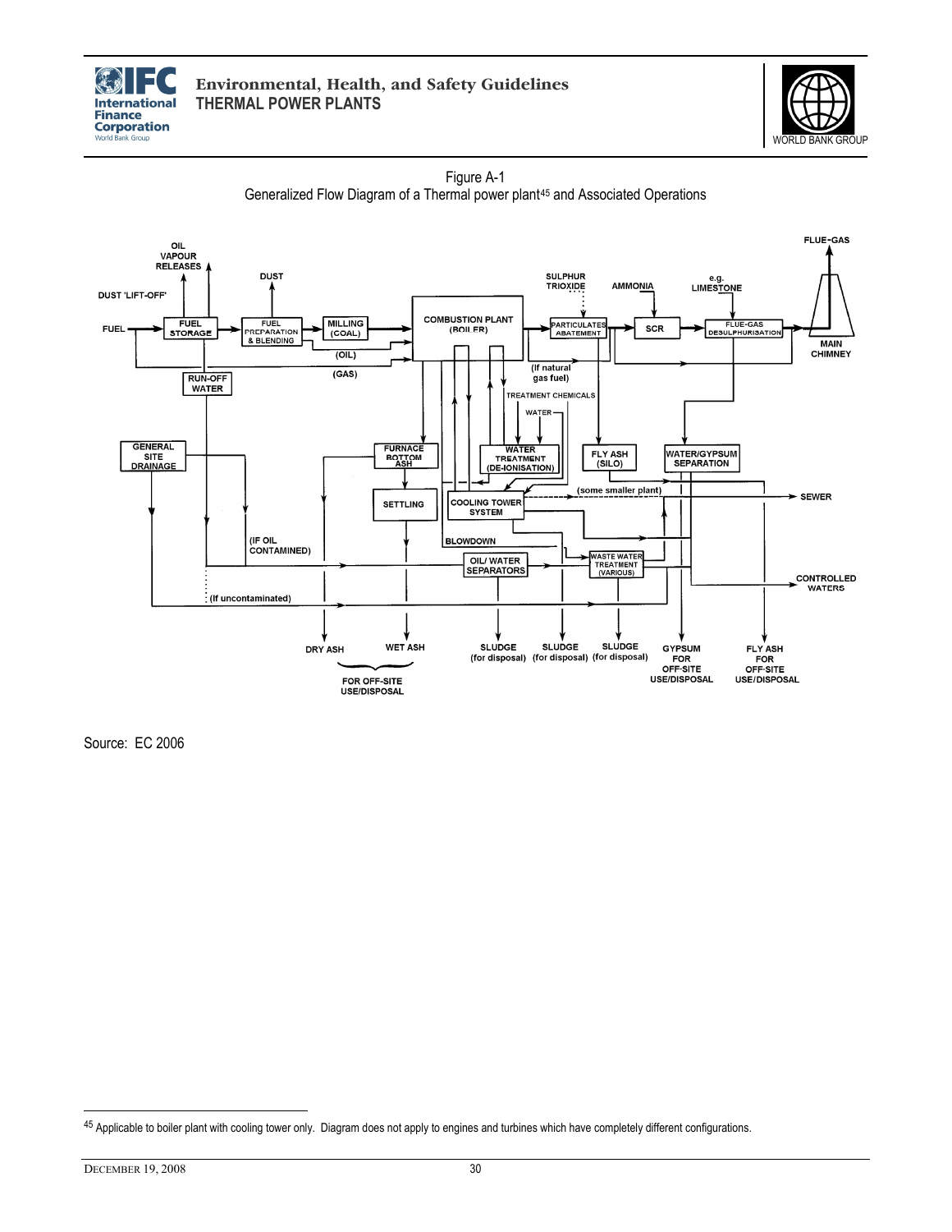Figure A-1
Generalized Flow Diagram of a Thermal power plant[45] and Associated Operations

Source: EC 2006

[45] Applicable to boiler plant with cooling tower only. Diagram does not apply to engines and turbines which have completely different configurations.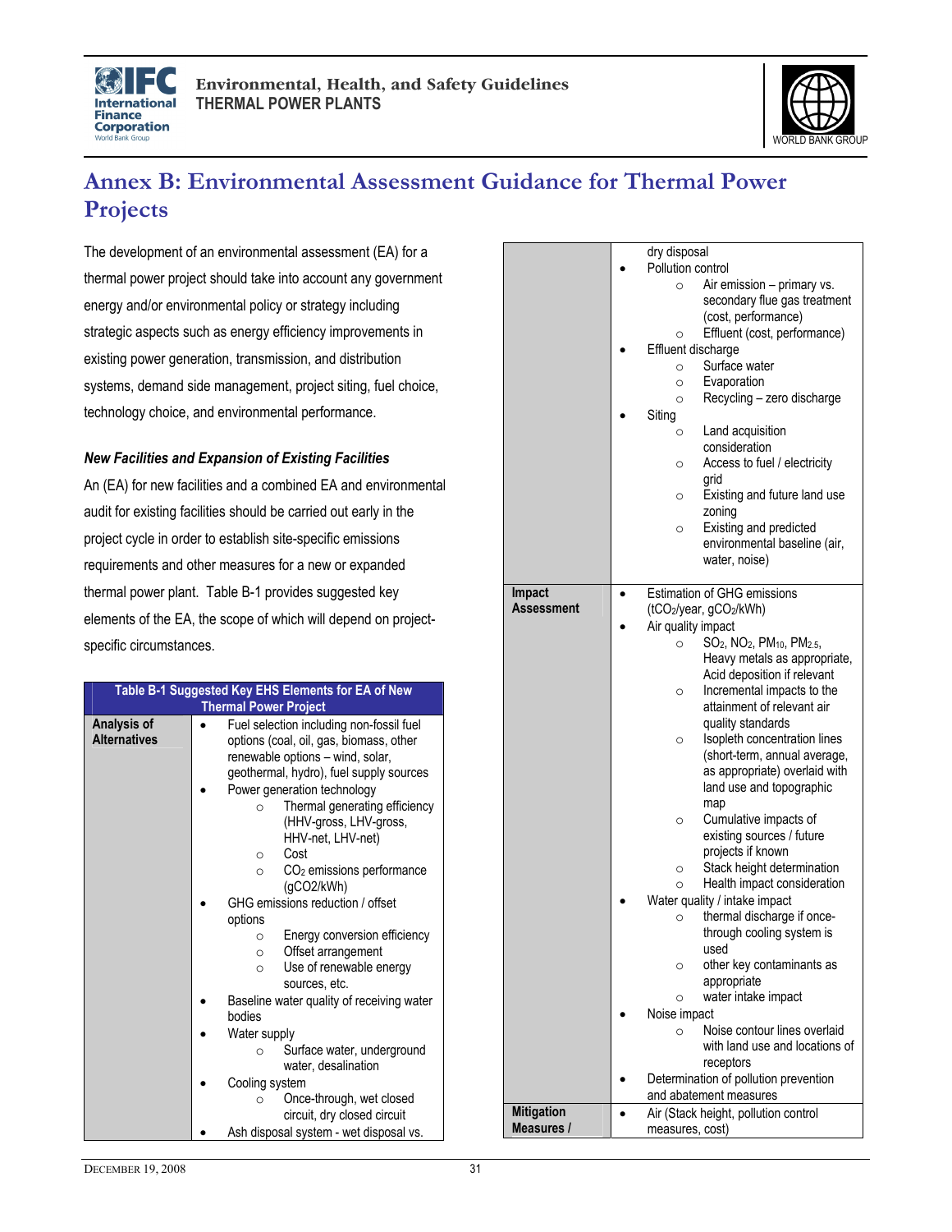# Annex B: Environmental Assessment Guidance for Thermal Power Projects

The development of an environmental assessment (EA) for a thermal power project should take into account any government energy and/or environmental policy or strategy including strategic aspects such as energy efficiency improvements in existing power generation, transmission, and distribution systems, demand side management, project siting, fuel choice, technology choice, and environmental performance.

***New Facilities and Expansion of Existing Facilities***

An (EA) for new facilities and a combined EA and environmental audit for existing facilities should be carried out early in the project cycle in order to establish site-specific emissions requirements and other measures for a new or expanded thermal power plant. Table B-1 provides suggested key elements of the EA, the scope of which will depend on project-specific circumstances.

| Table B-1 Suggested Key EHS Elements for EA of New Thermal Power Project | |
|---|---|
| **Analysis of Alternatives** | • Fuel selection including non-fossil fuel options (coal, oil, gas, biomass, other renewable options – wind, solar, geothermal, hydro), fuel supply sources<br>• Power generation technology<br>  ○ Thermal generating efficiency (HHV-gross, LHV-gross, HHV-net, LHV-net)<br>  ○ Cost<br>  ○ $CO_2$ emissions performance (gCO2/kWh)<br>• GHG emissions reduction / offset options<br>  ○ Energy conversion efficiency<br>  ○ Offset arrangement<br>  ○ Use of renewable energy sources, etc.<br>• Baseline water quality of receiving water bodies<br>• Water supply<br>  ○ Surface water, underground water, desalination<br>• Cooling system<br>  ○ Once-through, wet closed circuit, dry closed circuit<br>• Ash disposal system - wet disposal vs. dry disposal<br>• Pollution control<br>  ○ Air emission – primary vs. secondary flue gas treatment (cost, performance)<br>  ○ Effluent (cost, performance)<br>• Effluent discharge<br>  ○ Surface water<br>  ○ Evaporation<br>  ○ Recycling – zero discharge<br>• Siting<br>  ○ Land acquisition consideration<br>  ○ Access to fuel / electricity grid<br>  ○ Existing and future land use zoning<br>  ○ Existing and predicted environmental baseline (air, water, noise) |
| **Impact Assessment** | • Estimation of GHG emissions ($tCO_2$/year, $gCO_2$/kWh)<br>• Air quality impact<br>  ○ $SO_2$, $NO_2$, $PM_{10}$, $PM_{2.5}$, Heavy metals as appropriate, Acid deposition if relevant<br>  ○ Incremental impacts to the attainment of relevant air quality standards<br>  ○ Isopleth concentration lines (short-term, annual average, as appropriate) overlaid with land use and topographic map<br>  ○ Cumulative impacts of existing sources / future projects if known<br>  ○ Stack height determination<br>  ○ Health impact consideration<br>• Water quality / intake impact<br>  ○ thermal discharge if once-through cooling system is used<br>  ○ other key contaminants as appropriate<br>  ○ water intake impact<br>• Noise impact<br>  ○ Noise contour lines overlaid with land use and locations of receptors<br>• Determination of pollution prevention and abatement measures |
| **Mitigation Measures /** | • Air (Stack height, pollution control measures, cost) |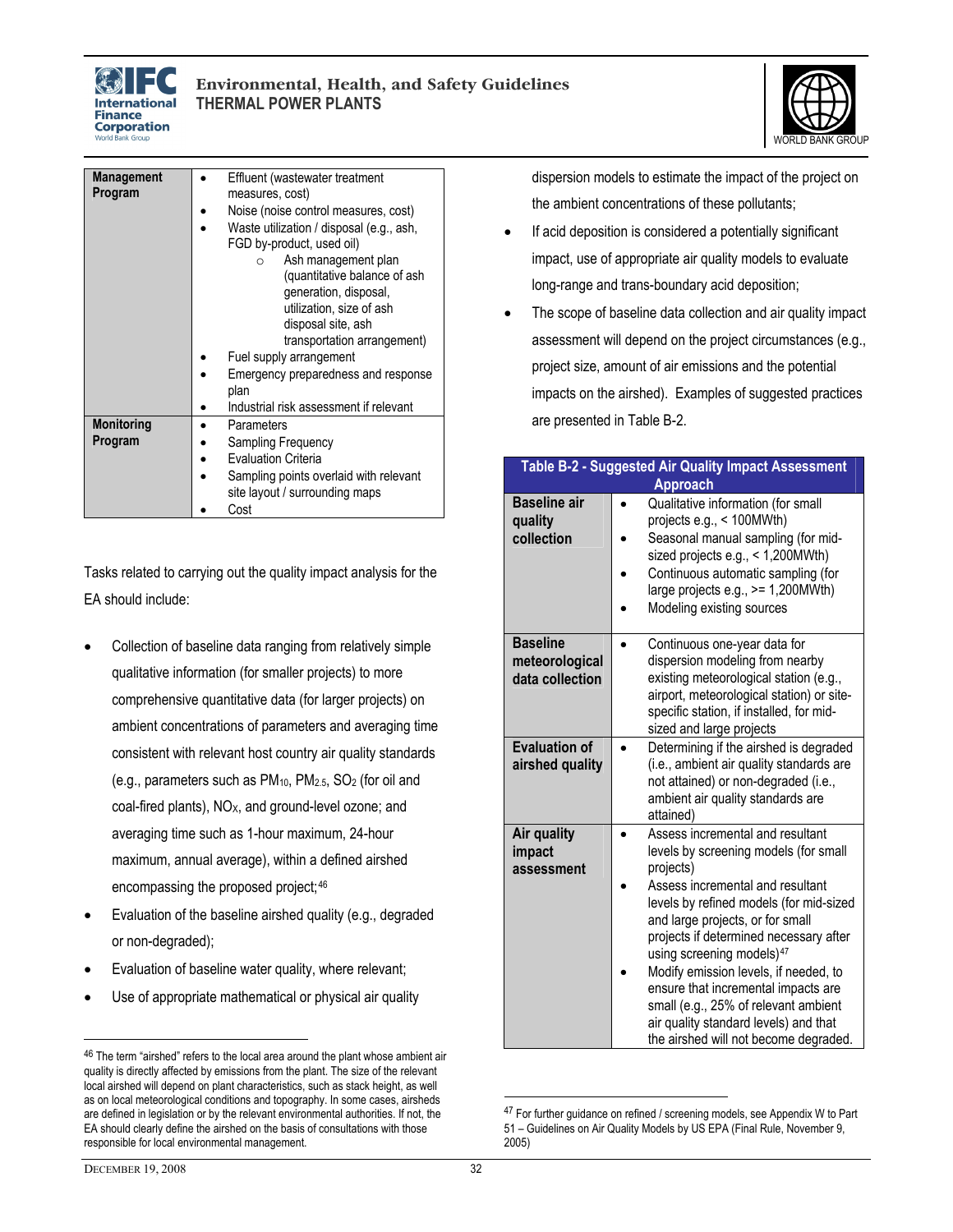| Management Program | - Effluent (wastewater treatment measures, cost)<br>- Noise (noise control measures, cost)<br>- Waste utilization / disposal (e.g., ash, FGD by-product, used oil)<br>  - Ash management plan (quantitative balance of ash generation, disposal, utilization, size of ash disposal site, ash transportation arrangement)<br>- Fuel supply arrangement<br>- Emergency preparedness and response plan<br>- Industrial risk assessment if relevant |
|---|---|
| Monitoring Program | - Parameters<br>- Sampling Frequency<br>- Evaluation Criteria<br>- Sampling points overlaid with relevant site layout / surrounding maps<br>- Cost |

Tasks related to carrying out the quality impact analysis for the EA should include:

- Collection of baseline data ranging from relatively simple qualitative information (for smaller projects) to more comprehensive quantitative data (for larger projects) on ambient concentrations of parameters and averaging time consistent with relevant host country air quality standards (e.g., parameters such as $PM_{10}$, $PM_{2.5}$, $SO_2$ (for oil and coal-fired plants), $NO_X$, and ground-level ozone; and averaging time such as 1-hour maximum, 24-hour maximum, annual average), within a defined airshed encompassing the proposed project;[46]
- Evaluation of the baseline airshed quality (e.g., degraded or non-degraded);
- Evaluation of baseline water quality, where relevant;
- Use of appropriate mathematical or physical air quality dispersion models to estimate the impact of the project on the ambient concentrations of these pollutants;
- If acid deposition is considered a potentially significant impact, use of appropriate air quality models to evaluate long-range and trans-boundary acid deposition;
- The scope of baseline data collection and air quality impact assessment will depend on the project circumstances (e.g., project size, amount of air emissions and the potential impacts on the airshed). Examples of suggested practices are presented in Table B-2.

| Table B-2 - Suggested Air Quality Impact Assessment Approach | |
|---|---|
| Baseline air quality collection | - Qualitative information (for small projects e.g., < 100MWth)<br>- Seasonal manual sampling (for mid-sized projects e.g., < 1,200MWth)<br>- Continuous automatic sampling (for large projects e.g., >= 1,200MWth)<br>- Modeling existing sources |
| Baseline meteorological data collection | - Continuous one-year data for dispersion modeling from nearby existing meteorological station (e.g., airport, meteorological station) or site-specific station, if installed, for mid-sized and large projects |
| Evaluation of airshed quality | - Determining if the airshed is degraded (i.e., ambient air quality standards are not attained) or non-degraded (i.e., ambient air quality standards are attained) |
| Air quality impact assessment | - Assess incremental and resultant levels by screening models (for small projects)<br>- Assess incremental and resultant levels by refined models (for mid-sized and large projects, or for small projects if determined necessary after using screening models)[47]<br>- Modify emission levels, if needed, to ensure that incremental impacts are small (e.g., 25% of relevant ambient air quality standard levels) and that the airshed will not become degraded. |

[46] The term "airshed" refers to the local area around the plant whose ambient air quality is directly affected by emissions from the plant. The size of the relevant local airshed will depend on plant characteristics, such as stack height, as well as on local meteorological conditions and topography. In some cases, airsheds are defined in legislation or by the relevant environmental authorities. If not, the EA should clearly define the airshed on the basis of consultations with those responsible for local environmental management.

[47] For further guidance on refined / screening models, see Appendix W to Part 51 – Guidelines on Air Quality Models by US EPA (Final Rule, November 9, 2005)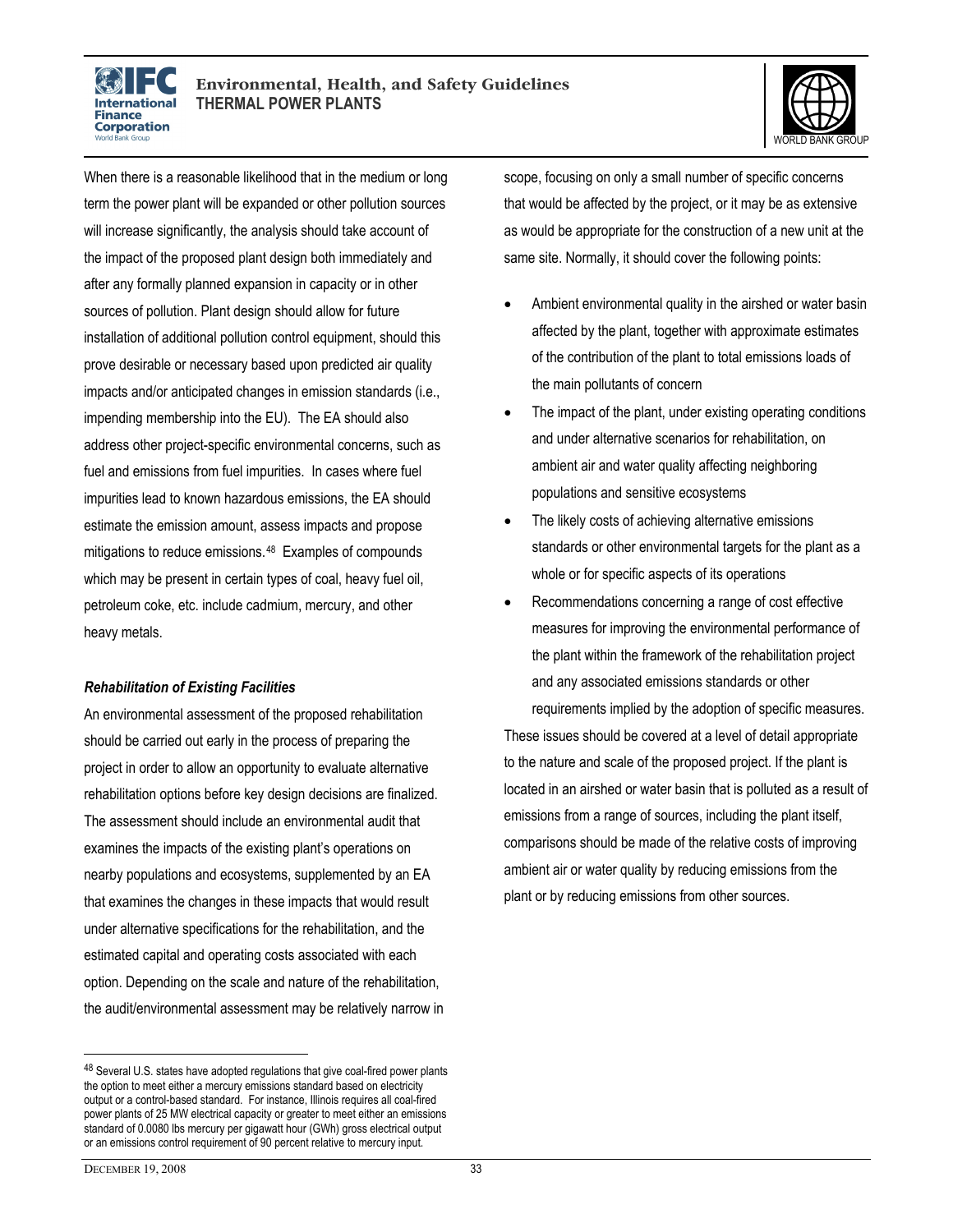When there is a reasonable likelihood that in the medium or long term the power plant will be expanded or other pollution sources will increase significantly, the analysis should take account of the impact of the proposed plant design both immediately and after any formally planned expansion in capacity or in other sources of pollution. Plant design should allow for future installation of additional pollution control equipment, should this prove desirable or necessary based upon predicted air quality impacts and/or anticipated changes in emission standards (i.e., impending membership into the EU). The EA should also address other project-specific environmental concerns, such as fuel and emissions from fuel impurities. In cases where fuel impurities lead to known hazardous emissions, the EA should estimate the emission amount, assess impacts and propose mitigations to reduce emissions.[48] Examples of compounds which may be present in certain types of coal, heavy fuel oil, petroleum coke, etc. include cadmium, mercury, and other heavy metals.

***Rehabilitation of Existing Facilities***

An environmental assessment of the proposed rehabilitation should be carried out early in the process of preparing the project in order to allow an opportunity to evaluate alternative rehabilitation options before key design decisions are finalized. The assessment should include an environmental audit that examines the impacts of the existing plant's operations on nearby populations and ecosystems, supplemented by an EA that examines the changes in these impacts that would result under alternative specifications for the rehabilitation, and the estimated capital and operating costs associated with each option. Depending on the scale and nature of the rehabilitation, the audit/environmental assessment may be relatively narrow in scope, focusing on only a small number of specific concerns that would be affected by the project, or it may be as extensive as would be appropriate for the construction of a new unit at the same site. Normally, it should cover the following points:

- Ambient environmental quality in the airshed or water basin affected by the plant, together with approximate estimates of the contribution of the plant to total emissions loads of the main pollutants of concern
- The impact of the plant, under existing operating conditions and under alternative scenarios for rehabilitation, on ambient air and water quality affecting neighboring populations and sensitive ecosystems
- The likely costs of achieving alternative emissions standards or other environmental targets for the plant as a whole or for specific aspects of its operations
- Recommendations concerning a range of cost effective measures for improving the environmental performance of the plant within the framework of the rehabilitation project and any associated emissions standards or other requirements implied by the adoption of specific measures.

These issues should be covered at a level of detail appropriate to the nature and scale of the proposed project. If the plant is located in an airshed or water basin that is polluted as a result of emissions from a range of sources, including the plant itself, comparisons should be made of the relative costs of improving ambient air or water quality by reducing emissions from the plant or by reducing emissions from other sources.

---

[48] Several U.S. states have adopted regulations that give coal-fired power plants the option to meet either a mercury emissions standard based on electricity output or a control-based standard. For instance, Illinois requires all coal-fired power plants of 25 MW electrical capacity or greater to meet either an emissions standard of 0.0080 lbs mercury per gigawatt hour (GWh) gross electrical output or an emissions control requirement of 90 percent relative to mercury input.